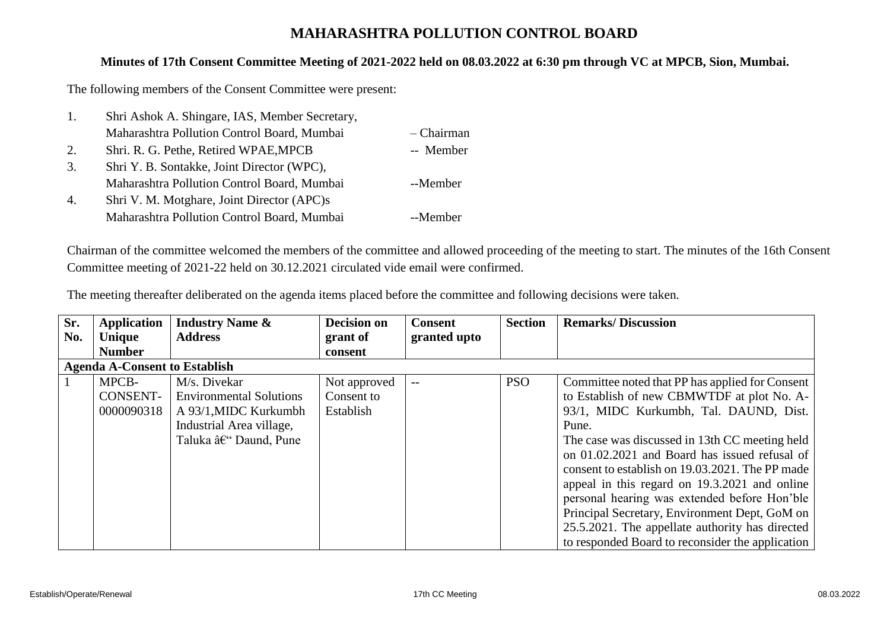# MAHARASHTRA POLLUTION CONTROL BOARD

## Minutes of 17th Consent Committee Meeting of 2021-2022 held on 08.03.2022 at 6:30 pm through VC at MPCB, Sion, Mumbai.

The following members of the Consent Committee were present:

1. Shri Ashok A. Shingare, IAS, Member Secretary, Maharashtra Pollution Control Board, Mumbai – Chairman
2. Shri. R. G. Pethe, Retired WPAE,MPCB -- Member
3. Shri Y. B. Sontakke, Joint Director (WPC), Maharashtra Pollution Control Board, Mumbai --Member
4. Shri V. M. Motghare, Joint Director (APC)s Maharashtra Pollution Control Board, Mumbai --Member

Chairman of the committee welcomed the members of the committee and allowed proceeding of the meeting to start. The minutes of the 16th Consent Committee meeting of 2021-22 held on 30.12.2021 circulated vide email were confirmed.

The meeting thereafter deliberated on the agenda items placed before the committee and following decisions were taken.

| Sr. No. | Application Unique Number | Industry Name & Address | Decision on grant of consent | Consent granted upto | Section | Remarks/ Discussion |
|---|---|---|---|---|---|---|
| **Agenda A-Consent to Establish** | | | | | | |
| 1 | MPCB-CONSENT-0000090318 | M/s. Divekar Environmental Solutions A 93/1,MIDC Kurkumbh Industrial Area village, Taluka â€“ Daund, Pune | Not approved Consent to Establish | -- | PSO | Committee noted that PP has applied for Consent to Establish of new CBMWTDF at plot No. A-93/1, MIDC Kurkumbh, Tal. DAUND, Dist. Pune. The case was discussed in 13th CC meeting held on 01.02.2021 and Board has issued refusal of consent to establish on 19.03.2021. The PP made appeal in this regard on 19.3.2021 and online personal hearing was extended before Hon'ble Principal Secretary, Environment Dept, GoM on 25.5.2021. The appellate authority has directed to responded Board to reconsider the application |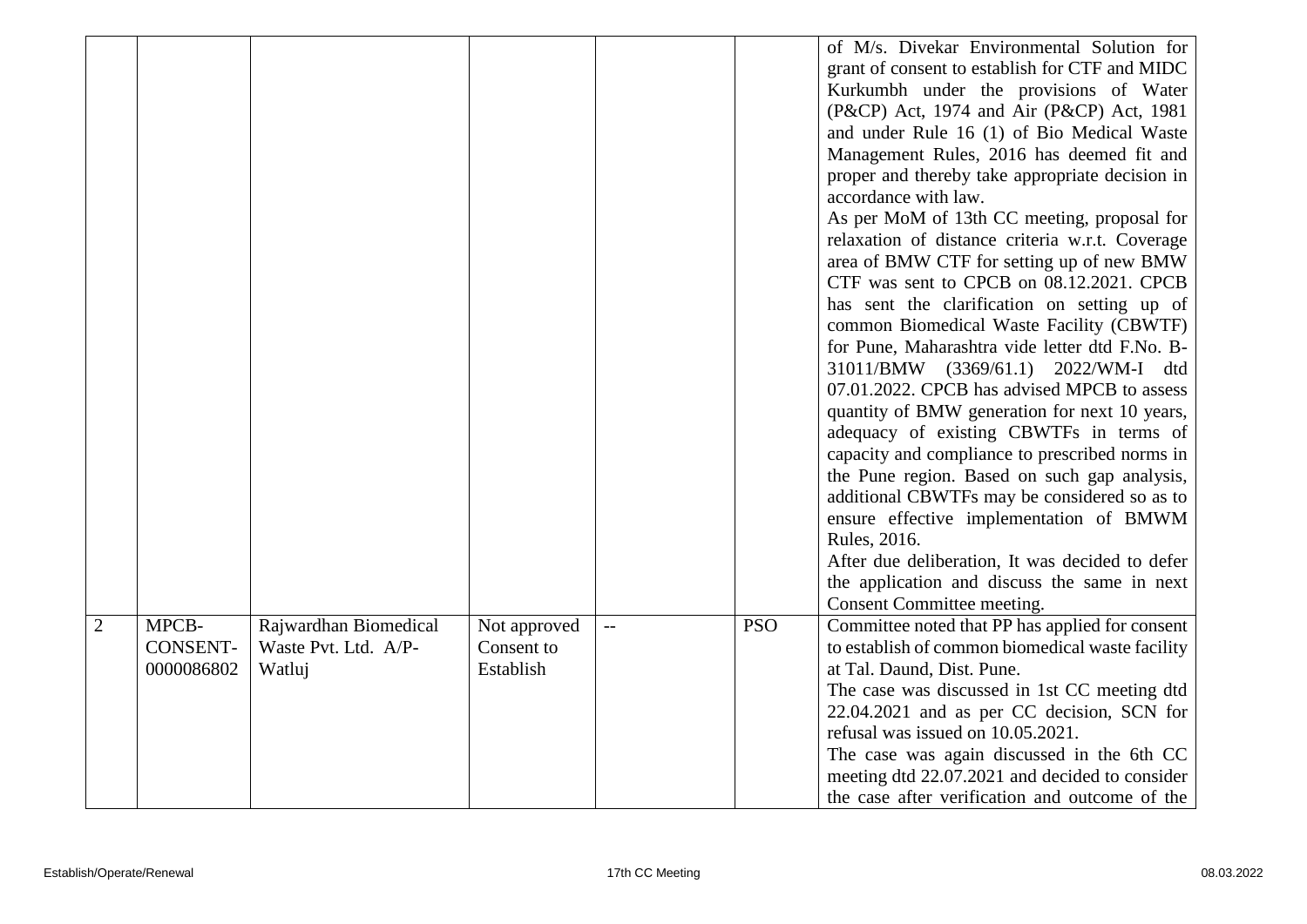| | | | | | | |
|---|---|---|---|---|---|---|
| | | | | | | of M/s. Divekar Environmental Solution for grant of consent to establish for CTF and MIDC Kurkumbh under the provisions of Water (P&CP) Act, 1974 and Air (P&CP) Act, 1981 and under Rule 16 (1) of Bio Medical Waste Management Rules, 2016 has deemed fit and proper and thereby take appropriate decision in accordance with law.<br>As per MoM of 13th CC meeting, proposal for relaxation of distance criteria w.r.t. Coverage area of BMW CTF for setting up of new BMW CTF was sent to CPCB on 08.12.2021. CPCB has sent the clarification on setting up of common Biomedical Waste Facility (CBWTF) for Pune, Maharashtra vide letter dtd F.No. B-31011/BMW (3369/61.1) 2022/WM-I dtd 07.01.2022. CPCB has advised MPCB to assess quantity of BMW generation for next 10 years, adequacy of existing CBWTFs in terms of capacity and compliance to prescribed norms in the Pune region. Based on such gap analysis, additional CBWTFs may be considered so as to ensure effective implementation of BMWM Rules, 2016.<br>After due deliberation, It was decided to defer the application and discuss the same in next Consent Committee meeting. |
| 2 | MPCB-CONSENT-0000086802 | Rajwardhan Biomedical Waste Pvt. Ltd. A/P-Watluj | Not approved Consent to Establish | -- | PSO | Committee noted that PP has applied for consent to establish of common biomedical waste facility at Tal. Daund, Dist. Pune.<br>The case was discussed in 1st CC meeting dtd 22.04.2021 and as per CC decision, SCN for refusal was issued on 10.05.2021.<br>The case was again discussed in the 6th CC meeting dtd 22.07.2021 and decided to consider the case after verification and outcome of the |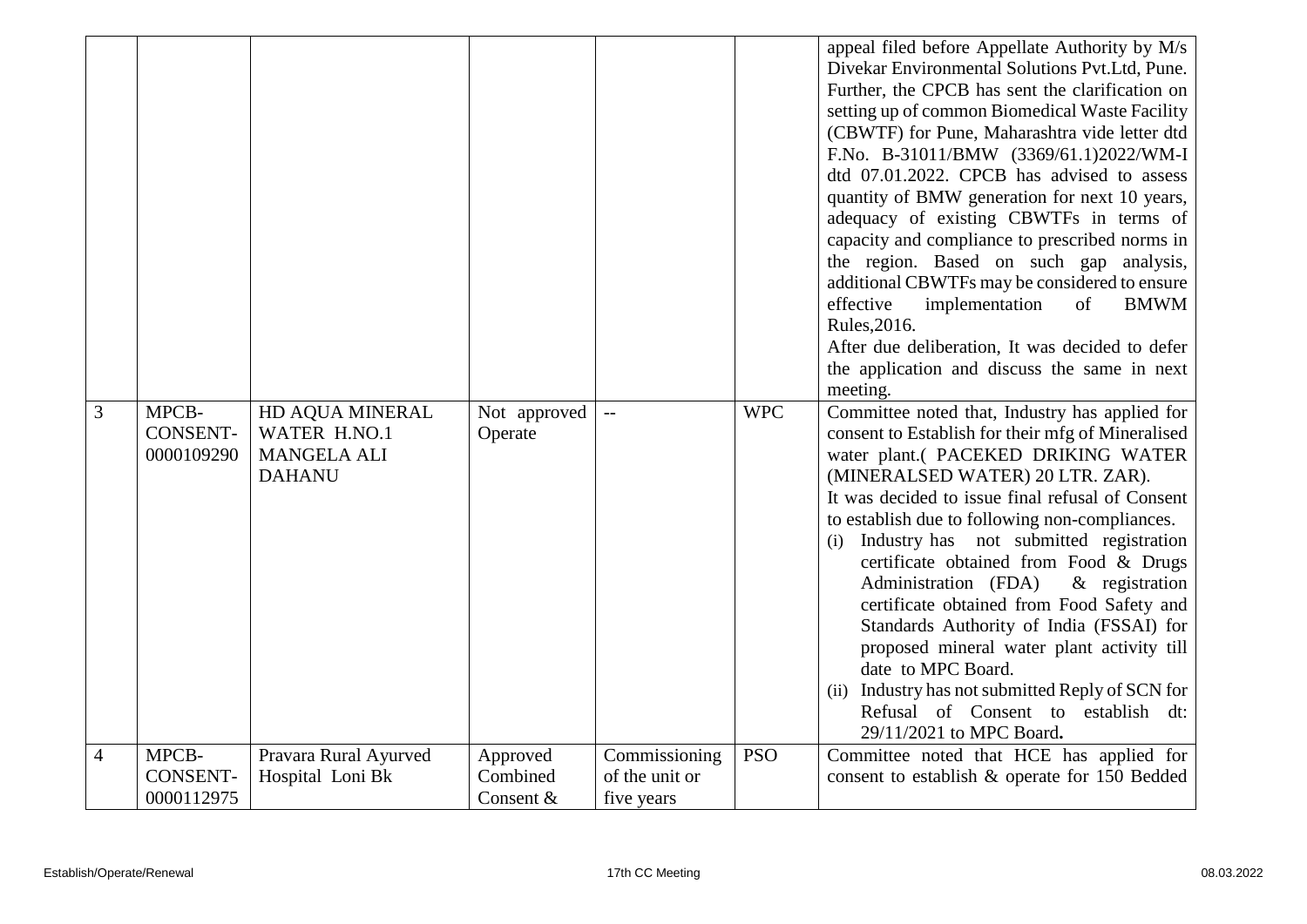| | | | | | | |
|---|---|---|---|---|---|---|
| | | | | | | appeal filed before Appellate Authority by M/s Divekar Environmental Solutions Pvt.Ltd, Pune. Further, the CPCB has sent the clarification on setting up of common Biomedical Waste Facility (CBWTF) for Pune, Maharashtra vide letter dtd F.No. B-31011/BMW (3369/61.1)2022/WM-I dtd 07.01.2022. CPCB has advised to assess quantity of BMW generation for next 10 years, adequacy of existing CBWTFs in terms of capacity and compliance to prescribed norms in the region. Based on such gap analysis, additional CBWTFs may be considered to ensure effective implementation of BMWM Rules,2016.<br>After due deliberation, It was decided to defer the application and discuss the same in next meeting. |
| 3 | MPCB-CONSENT-0000109290 | HD AQUA MINERAL WATER H.NO.1 MANGELA ALI DAHANU | Not approved Operate | -- | WPC | Committee noted that, Industry has applied for consent to Establish for their mfg of Mineralised water plant.( PACEKED DRIKING WATER (MINERALSED WATER) 20 LTR. ZAR).<br>It was decided to issue final refusal of Consent to establish due to following non-compliances.<br>(i) Industry has not submitted registration certificate obtained from Food & Drugs Administration (FDA) & registration certificate obtained from Food Safety and Standards Authority of India (FSSAI) for proposed mineral water plant activity till date to MPC Board.<br>(ii) Industry has not submitted Reply of SCN for Refusal of Consent to establish dt: 29/11/2021 to MPC Board**.** |
| 4 | MPCB-CONSENT-0000112975 | Pravara Rural Ayurved Hospital Loni Bk | Approved Combined Consent & | Commissioning of the unit or five years | PSO | Committee noted that HCE has applied for consent to establish & operate for 150 Bedded |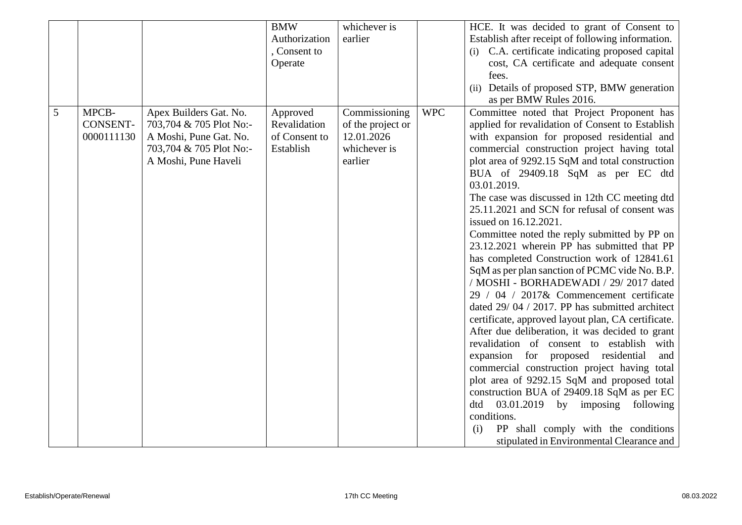|  |  |  | BMW Authorization , Consent to Operate | whichever is earlier |  | HCE. It was decided to grant of Consent to Establish after receipt of following information.<br>(i) C.A. certificate indicating proposed capital cost, CA certificate and adequate consent fees.<br>(ii) Details of proposed STP, BMW generation as per BMW Rules 2016. |
|---|---|---|---|---|---|---|
| 5 | MPCB-CONSENT-0000111130 | Apex Builders Gat. No. 703,704 & 705 Plot No:- A Moshi, Pune Gat. No. 703,704 & 705 Plot No:- A Moshi, Pune Haveli | Approved Revalidation of Consent to Establish | Commissioning of the project or 12.01.2026 whichever is earlier | WPC | Committee noted that Project Proponent has applied for revalidation of Consent to Establish with expansion for proposed residential and commercial construction project having total plot area of 9292.15 SqM and total construction BUA of 29409.18 SqM as per EC dtd 03.01.2019.<br>The case was discussed in 12th CC meeting dtd 25.11.2021 and SCN for refusal of consent was issued on 16.12.2021.<br>Committee noted the reply submitted by PP on 23.12.2021 wherein PP has submitted that PP has completed Construction work of 12841.61 SqM as per plan sanction of PCMC vide No. B.P. / MOSHI - BORHADEWADI / 29/ 2017 dated 29 / 04 / 2017& Commencement certificate dated 29/ 04 / 2017. PP has submitted architect certificate, approved layout plan, CA certificate. After due deliberation, it was decided to grant revalidation of consent to establish with expansion for proposed residential and commercial construction project having total plot area of 9292.15 SqM and proposed total construction BUA of 29409.18 SqM as per EC dtd 03.01.2019 by imposing following conditions.<br>(i) PP shall comply with the conditions stipulated in Environmental Clearance and |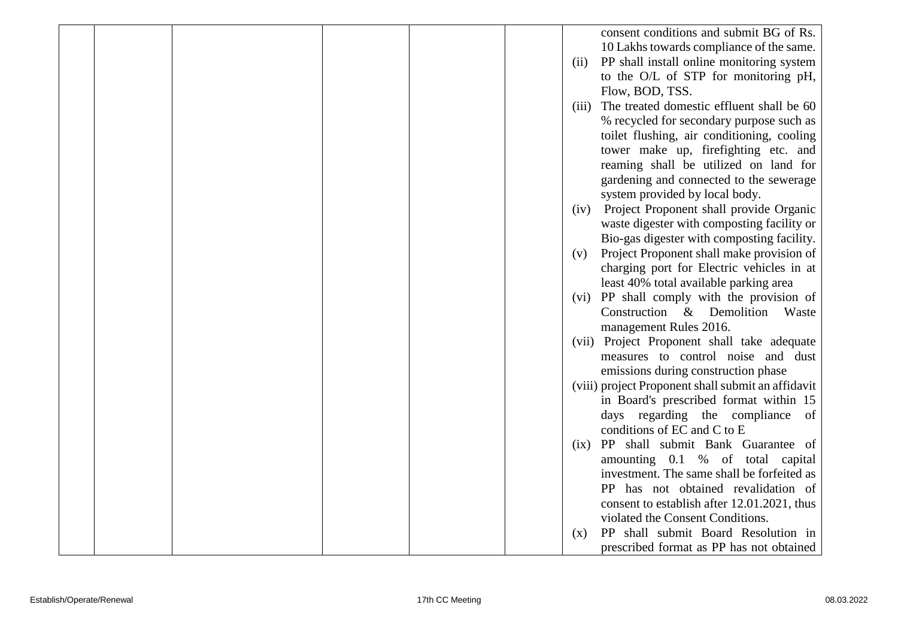|  |  |  |  |  |  |  |
|---|---|---|---|---|---|---|
|  |  |  |  |  |  | consent conditions and submit BG of Rs. 10 Lakhs towards compliance of the same.<br>(ii) PP shall install online monitoring system to the O/L of STP for monitoring pH, Flow, BOD, TSS.<br>(iii) The treated domestic effluent shall be 60 % recycled for secondary purpose such as toilet flushing, air conditioning, cooling tower make up, firefighting etc. and reaming shall be utilized on land for gardening and connected to the sewerage system provided by local body.<br>(iv) Project Proponent shall provide Organic waste digester with composting facility or Bio-gas digester with composting facility.<br>(v) Project Proponent shall make provision of charging port for Electric vehicles in at least 40% total available parking area<br>(vi) PP shall comply with the provision of Construction & Demolition Waste management Rules 2016.<br>(vii) Project Proponent shall take adequate measures to control noise and dust emissions during construction phase<br>(viii) project Proponent shall submit an affidavit in Board's prescribed format within 15 days regarding the compliance of conditions of EC and C to E<br>(ix) PP shall submit Bank Guarantee of amounting 0.1 % of total capital investment. The same shall be forfeited as PP has not obtained revalidation of consent to establish after 12.01.2021, thus violated the Consent Conditions.<br>(x) PP shall submit Board Resolution in prescribed format as PP has not obtained |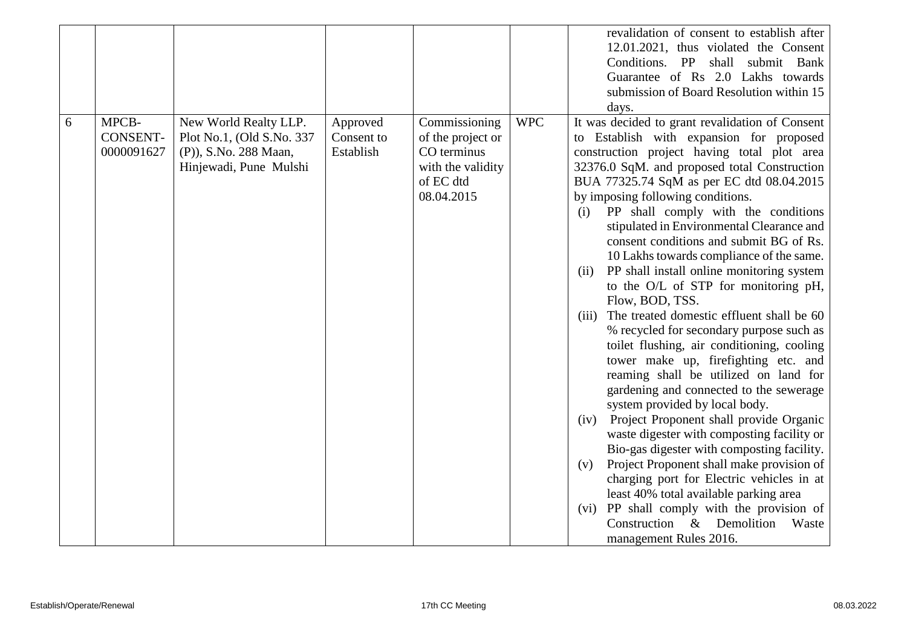|  |  |  |  |  |  | revalidation of consent to establish after 12.01.2021, thus violated the Consent Conditions. PP shall submit Bank Guarantee of Rs 2.0 Lakhs towards submission of Board Resolution within 15 days. |
|---|---|---|---|---|---|---|
| 6 | MPCB-CONSENT-0000091627 | New World Realty LLP. Plot No.1, (Old S.No. 337 (P)), S.No. 288 Maan, Hinjewadi, Pune Mulshi | Approved Consent to Establish | Commissioning of the project or CO terminus with the validity of EC dtd 08.04.2015 | WPC | It was decided to grant revalidation of Consent to Establish with expansion for proposed construction project having total plot area 32376.0 SqM. and proposed total Construction BUA 77325.74 SqM as per EC dtd 08.04.2015 by imposing following conditions.<br>(i) PP shall comply with the conditions stipulated in Environmental Clearance and consent conditions and submit BG of Rs. 10 Lakhs towards compliance of the same.<br>(ii) PP shall install online monitoring system to the O/L of STP for monitoring pH, Flow, BOD, TSS.<br>(iii) The treated domestic effluent shall be 60 % recycled for secondary purpose such as toilet flushing, air conditioning, cooling tower make up, firefighting etc. and reaming shall be utilized on land for gardening and connected to the sewerage system provided by local body.<br>(iv) Project Proponent shall provide Organic waste digester with composting facility or Bio-gas digester with composting facility.<br>(v) Project Proponent shall make provision of charging port for Electric vehicles in at least 40% total available parking area<br>(vi) PP shall comply with the provision of Construction & Demolition Waste management Rules 2016. |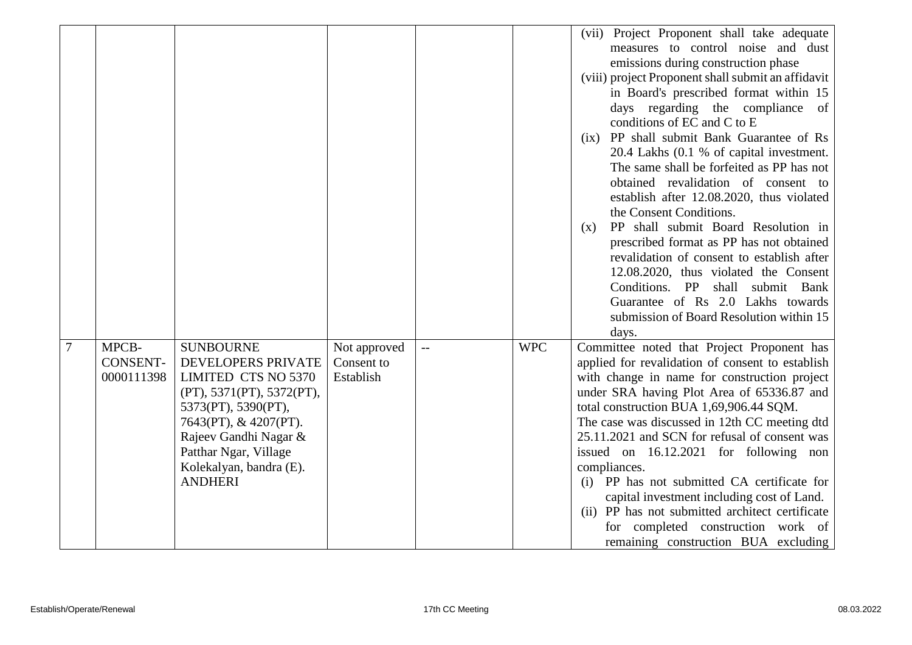|  |  |  |  |  |  | (vii) Project Proponent shall take adequate measures to control noise and dust emissions during construction phase<br>(viii) project Proponent shall submit an affidavit in Board's prescribed format within 15 days regarding the compliance of conditions of EC and C to E<br>(ix) PP shall submit Bank Guarantee of Rs 20.4 Lakhs (0.1 % of capital investment. The same shall be forfeited as PP has not obtained revalidation of consent to establish after 12.08.2020, thus violated the Consent Conditions.<br>(x) PP shall submit Board Resolution in prescribed format as PP has not obtained revalidation of consent to establish after 12.08.2020, thus violated the Consent Conditions. PP shall submit Bank Guarantee of Rs 2.0 Lakhs towards submission of Board Resolution within 15 days. |
|---|---|---|---|---|---|---|
| 7 | MPCB-CONSENT-0000111398 | SUNBOURNE DEVELOPERS PRIVATE LIMITED CTS NO 5370 (PT), 5371(PT), 5372(PT), 5373(PT), 5390(PT), 7643(PT), & 4207(PT). Rajeev Gandhi Nagar & Patthar Ngar, Village Kolekalyan, bandra (E). ANDHERI | Not approved Consent to Establish | -- | WPC | Committee noted that Project Proponent has applied for revalidation of consent to establish with change in name for construction project under SRA having Plot Area of 65336.87 and total construction BUA 1,69,906.44 SQM.<br>The case was discussed in 12th CC meeting dtd 25.11.2021 and SCN for refusal of consent was issued on 16.12.2021 for following non compliances.<br>(i) PP has not submitted CA certificate for capital investment including cost of Land.<br>(ii) PP has not submitted architect certificate for completed construction work of remaining construction BUA excluding |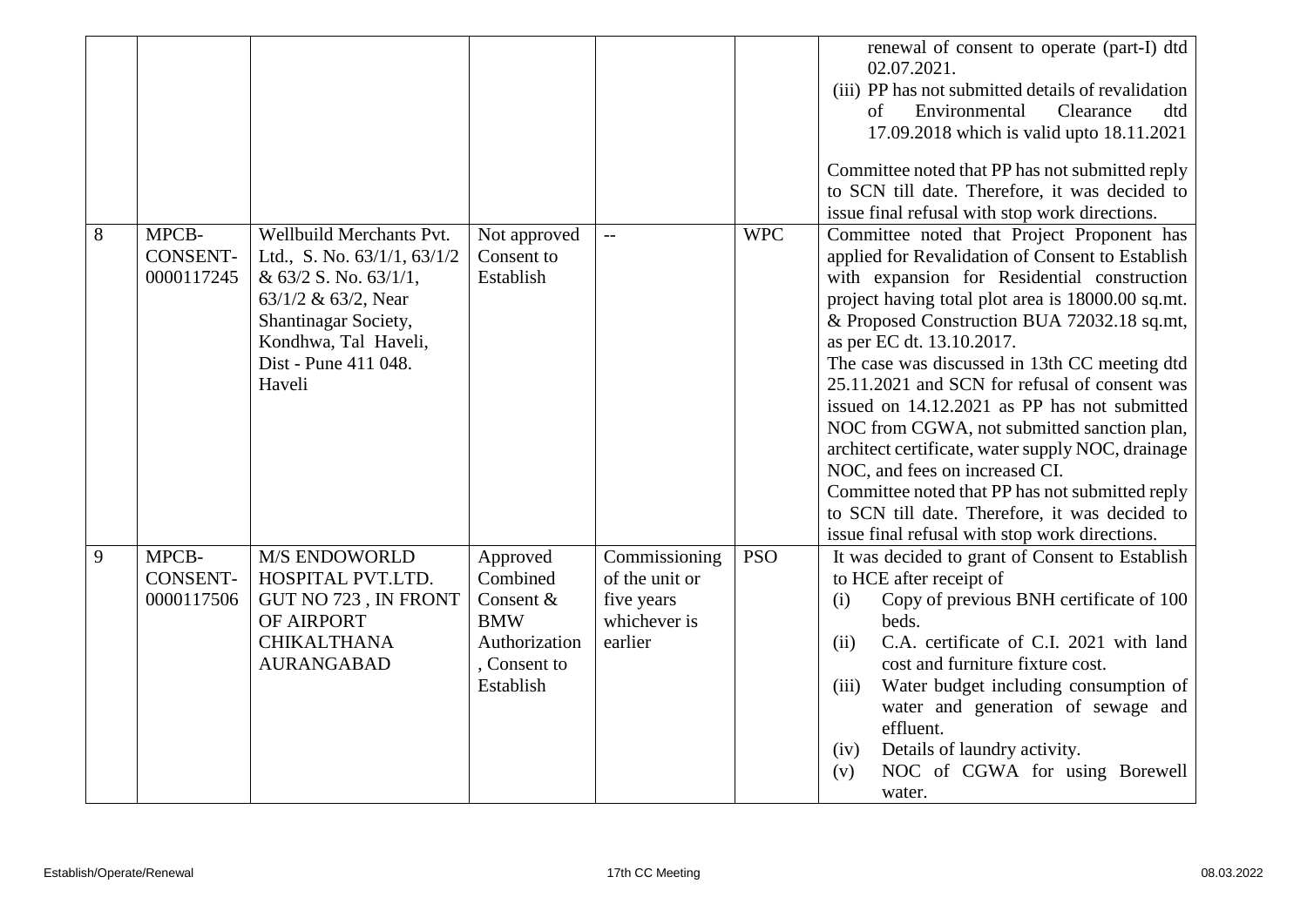| | | | | | | |
|---|---|---|---|---|---|---|
| | | | | | | renewal of consent to operate (part-I) dtd 02.07.2021.<br>(iii) PP has not submitted details of revalidation of Environmental Clearance dtd 17.09.2018 which is valid upto 18.11.2021<br><br>Committee noted that PP has not submitted reply to SCN till date. Therefore, it was decided to issue final refusal with stop work directions. |
| 8 | MPCB-CONSENT-0000117245 | Wellbuild Merchants Pvt. Ltd., S. No. 63/1/1, 63/1/2 & 63/2 S. No. 63/1/1, 63/1/2 & 63/2, Near Shantinagar Society, Kondhwa, Tal Haveli, Dist - Pune 411 048. Haveli | Not approved Consent to Establish | -- | WPC | Committee noted that Project Proponent has applied for Revalidation of Consent to Establish with expansion for Residential construction project having total plot area is 18000.00 sq.mt. & Proposed Construction BUA 72032.18 sq.mt, as per EC dt. 13.10.2017.<br>The case was discussed in 13th CC meeting dtd 25.11.2021 and SCN for refusal of consent was issued on 14.12.2021 as PP has not submitted NOC from CGWA, not submitted sanction plan, architect certificate, water supply NOC, drainage NOC, and fees on increased CI.<br>Committee noted that PP has not submitted reply to SCN till date. Therefore, it was decided to issue final refusal with stop work directions. |
| 9 | MPCB-CONSENT-0000117506 | M/S ENDOWORLD HOSPITAL PVT.LTD. GUT NO 723 , IN FRONT OF AIRPORT CHIKALTHANA AURANGABAD | Approved Combined Consent & BMW Authorization , Consent to Establish | Commissioning of the unit or five years whichever is earlier | PSO | It was decided to grant of Consent to Establish to HCE after receipt of<br>(i) Copy of previous BNH certificate of 100 beds.<br>(ii) C.A. certificate of C.I. 2021 with land cost and furniture fixture cost.<br>(iii) Water budget including consumption of water and generation of sewage and effluent.<br>(iv) Details of laundry activity.<br>(v) NOC of CGWA for using Borewell water. |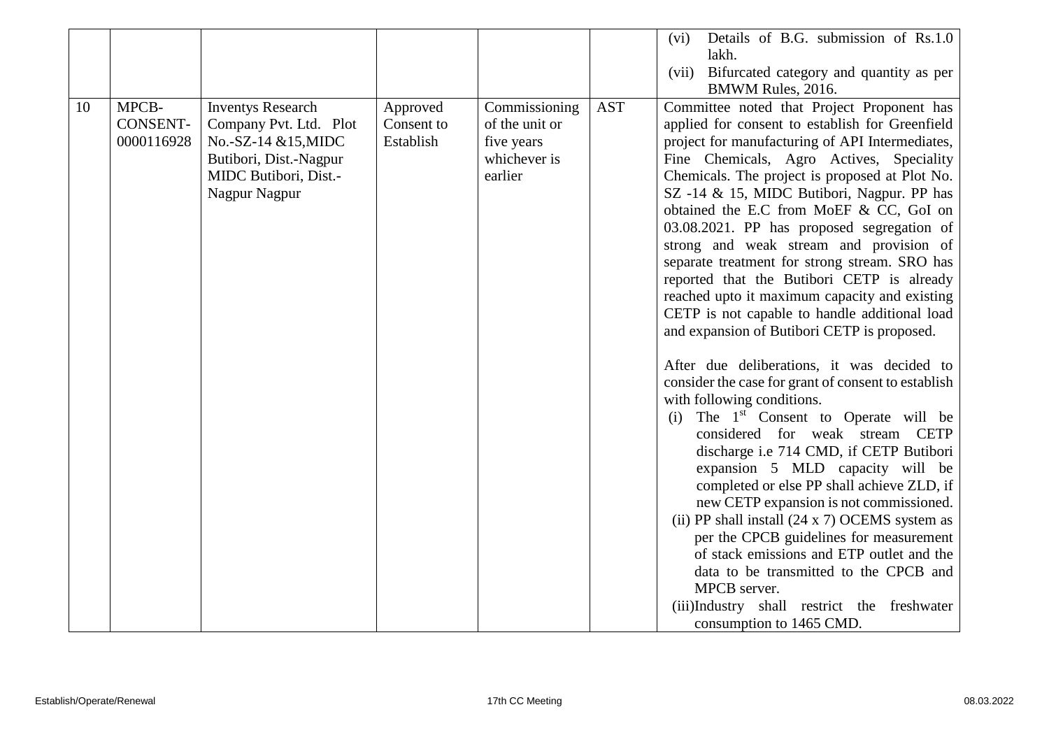| | | | | | | |
|---|---|---|---|---|---|---|
| | | | | | | (vi) Details of B.G. submission of Rs.1.0 lakh.<br>(vii) Bifurcated category and quantity as per BMWM Rules, 2016. |
| 10 | MPCB-CONSENT-0000116928 | Inventys Research Company Pvt. Ltd. Plot No.-SZ-14 &15,MIDC Butibori, Dist.-Nagpur MIDC Butibori, Dist.-Nagpur Nagpur | Approved Consent to Establish | Commissioning of the unit or five years whichever is earlier | AST | Committee noted that Project Proponent has applied for consent to establish for Greenfield project for manufacturing of API Intermediates, Fine Chemicals, Agro Actives, Speciality Chemicals. The project is proposed at Plot No. SZ -14 & 15, MIDC Butibori, Nagpur. PP has obtained the E.C from MoEF & CC, GoI on 03.08.2021. PP has proposed segregation of strong and weak stream and provision of separate treatment for strong stream. SRO has reported that the Butibori CETP is already reached upto it maximum capacity and existing CETP is not capable to handle additional load and expansion of Butibori CETP is proposed.<br><br>After due deliberations, it was decided to consider the case for grant of consent to establish with following conditions.<br>(i) The 1st Consent to Operate will be considered for weak stream CETP discharge i.e 714 CMD, if CETP Butibori expansion 5 MLD capacity will be completed or else PP shall achieve ZLD, if new CETP expansion is not commissioned.<br>(ii) PP shall install (24 x 7) OCEMS system as per the CPCB guidelines for measurement of stack emissions and ETP outlet and the data to be transmitted to the CPCB and MPCB server.<br>(iii)Industry shall restrict the freshwater consumption to 1465 CMD. |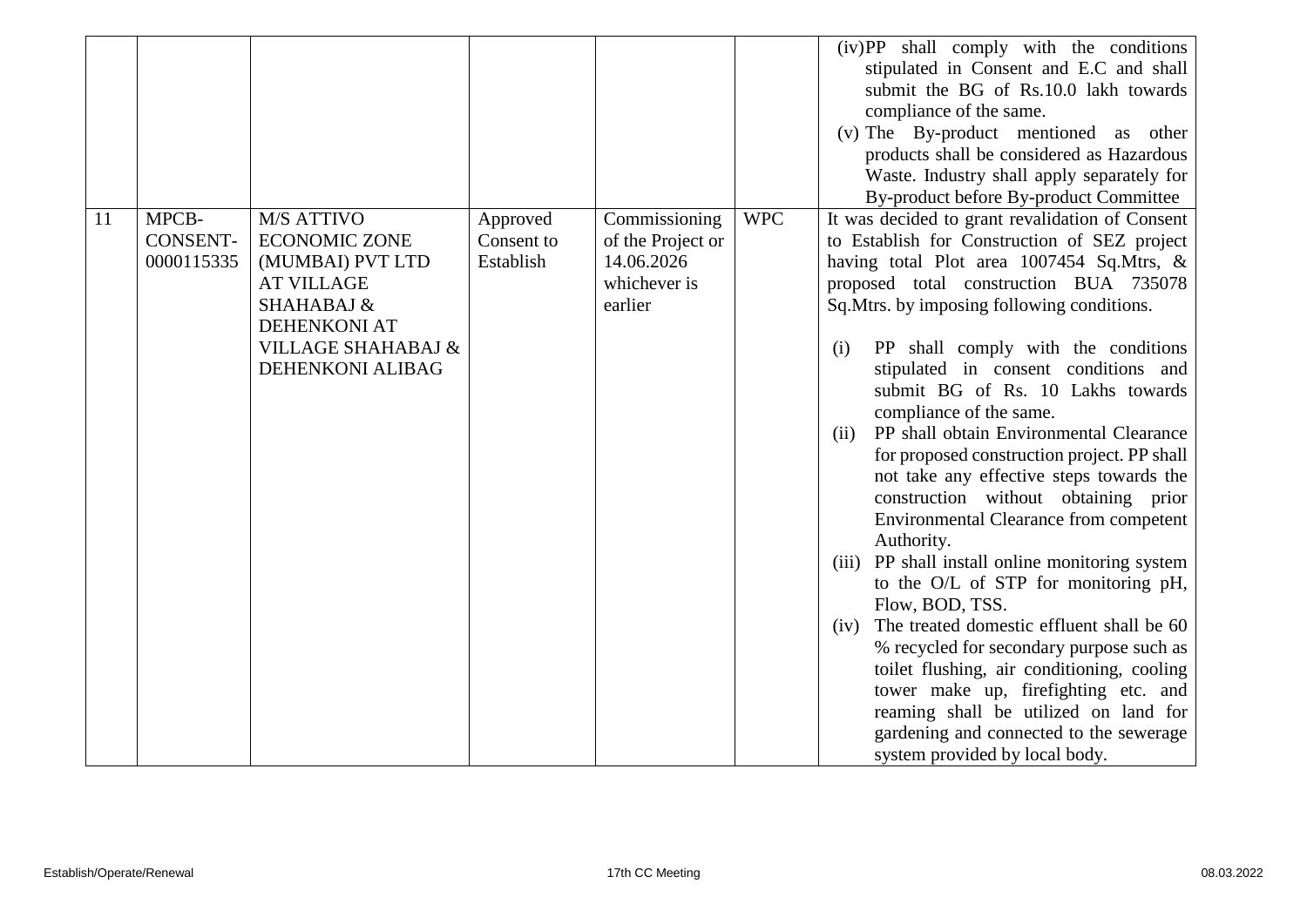| | | | | | | |
|---|---|---|---|---|---|---|
| | | | | | | (iv)PP shall comply with the conditions stipulated in Consent and E.C and shall submit the BG of Rs.10.0 lakh towards compliance of the same.<br>(v) The By-product mentioned as other products shall be considered as Hazardous Waste. Industry shall apply separately for By-product before By-product Committee |
| 11 | MPCB-CONSENT-0000115335 | M/S ATTIVO ECONOMIC ZONE (MUMBAI) PVT LTD AT VILLAGE SHAHABAJ & DEHENKONI AT VILLAGE SHAHABAJ & DEHENKONI ALIBAG | Approved Consent to Establish | Commissioning of the Project or 14.06.2026 whichever is earlier | WPC | It was decided to grant revalidation of Consent to Establish for Construction of SEZ project having total Plot area 1007454 Sq.Mtrs, & proposed total construction BUA 735078 Sq.Mtrs. by imposing following conditions.<br><br>(i) PP shall comply with the conditions stipulated in consent conditions and submit BG of Rs. 10 Lakhs towards compliance of the same.<br>(ii) PP shall obtain Environmental Clearance for proposed construction project. PP shall not take any effective steps towards the construction without obtaining prior Environmental Clearance from competent Authority.<br>(iii) PP shall install online monitoring system to the O/L of STP for monitoring pH, Flow, BOD, TSS.<br>(iv) The treated domestic effluent shall be 60 % recycled for secondary purpose such as toilet flushing, air conditioning, cooling tower make up, firefighting etc. and reaming shall be utilized on land for gardening and connected to the sewerage system provided by local body. |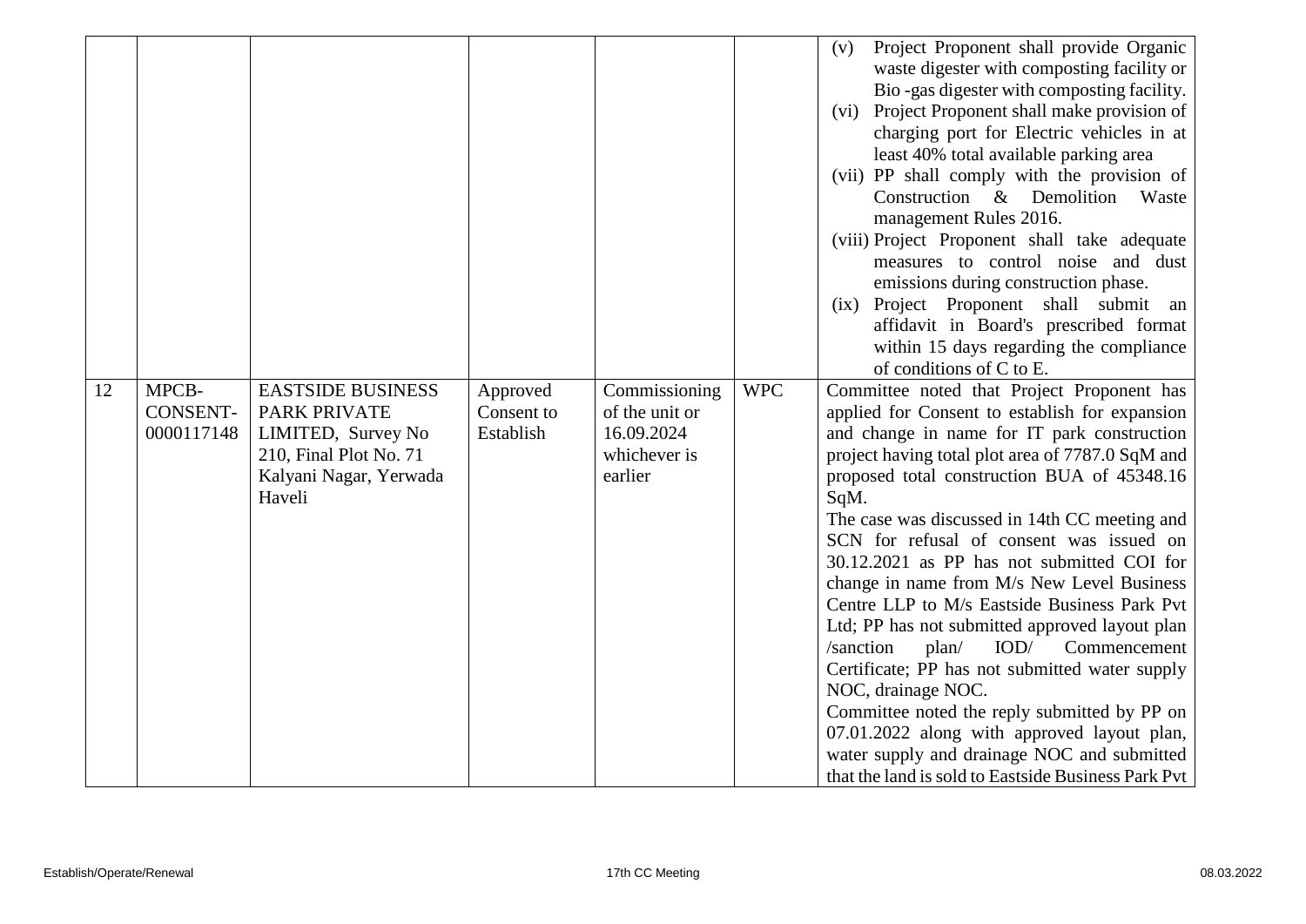| | | | | | | |
|---|---|---|---|---|---|---|
| | | | | | | (v) Project Proponent shall provide Organic waste digester with composting facility or Bio -gas digester with composting facility.<br>(vi) Project Proponent shall make provision of charging port for Electric vehicles in at least 40% total available parking area<br>(vii) PP shall comply with the provision of Construction & Demolition Waste management Rules 2016.<br>(viii) Project Proponent shall take adequate measures to control noise and dust emissions during construction phase.<br>(ix) Project Proponent shall submit an affidavit in Board's prescribed format within 15 days regarding the compliance of conditions of C to E. |
| 12 | MPCB-CONSENT-0000117148 | EASTSIDE BUSINESS PARK PRIVATE LIMITED, Survey No 210, Final Plot No. 71 Kalyani Nagar, Yerwada Haveli | Approved Consent to Establish | Commissioning of the unit or 16.09.2024 whichever is earlier | WPC | Committee noted that Project Proponent has applied for Consent to establish for expansion and change in name for IT park construction project having total plot area of 7787.0 SqM and proposed total construction BUA of 45348.16 SqM.<br>The case was discussed in 14th CC meeting and SCN for refusal of consent was issued on 30.12.2021 as PP has not submitted COI for change in name from M/s New Level Business Centre LLP to M/s Eastside Business Park Pvt Ltd; PP has not submitted approved layout plan /sanction plan/ IOD/ Commencement Certificate; PP has not submitted water supply NOC, drainage NOC.<br>Committee noted the reply submitted by PP on 07.01.2022 along with approved layout plan, water supply and drainage NOC and submitted that the land is sold to Eastside Business Park Pvt |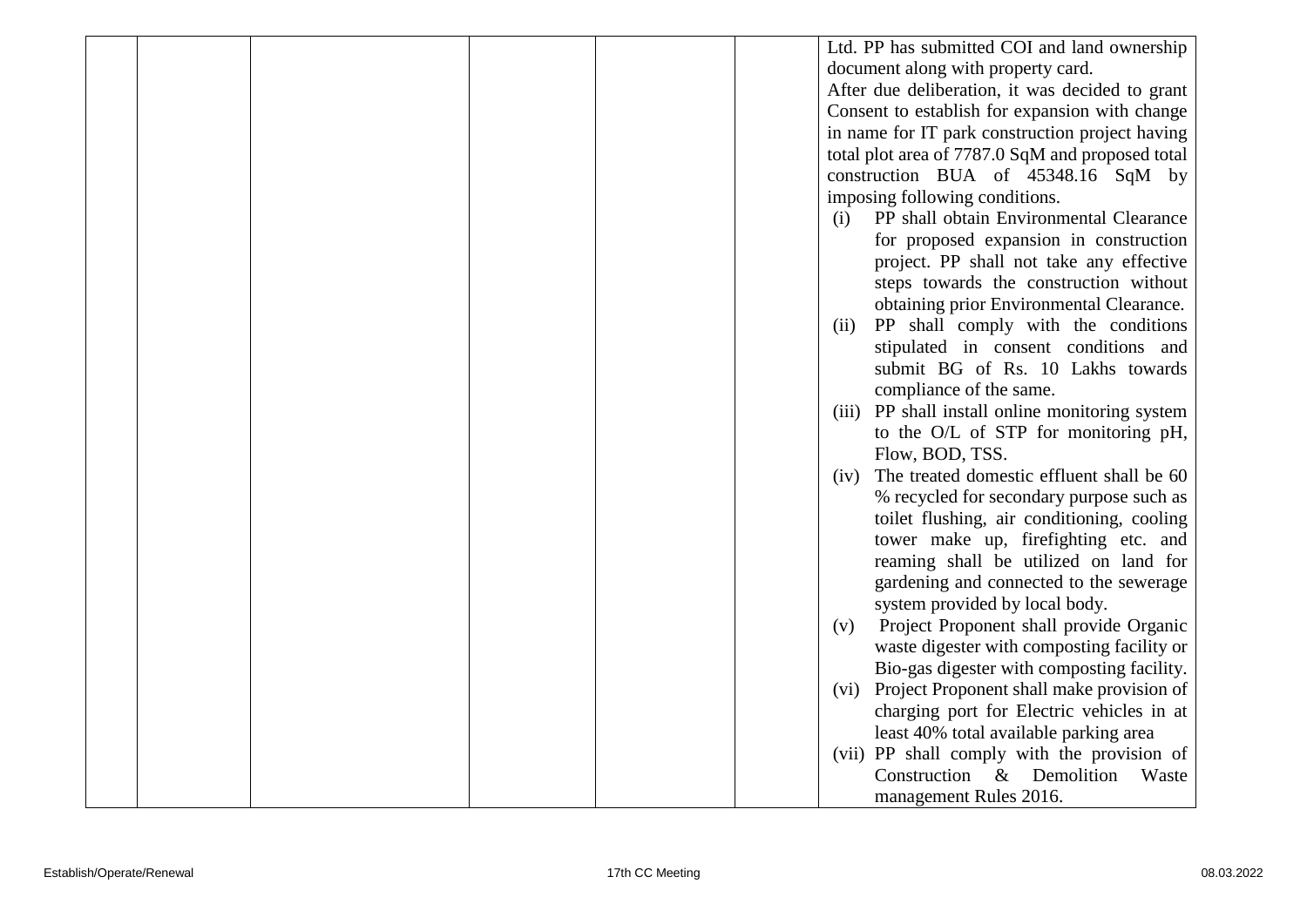| | | | | | |
|---|---|---|---|---|---|
| | | | | | Ltd. PP has submitted COI and land ownership document along with property card.<br>After due deliberation, it was decided to grant Consent to establish for expansion with change in name for IT park construction project having total plot area of 7787.0 SqM and proposed total construction BUA of 45348.16 SqM by imposing following conditions.<br>(i) PP shall obtain Environmental Clearance for proposed expansion in construction project. PP shall not take any effective steps towards the construction without obtaining prior Environmental Clearance.<br>(ii) PP shall comply with the conditions stipulated in consent conditions and submit BG of Rs. 10 Lakhs towards compliance of the same.<br>(iii) PP shall install online monitoring system to the O/L of STP for monitoring pH, Flow, BOD, TSS.<br>(iv) The treated domestic effluent shall be 60 % recycled for secondary purpose such as toilet flushing, air conditioning, cooling tower make up, firefighting etc. and reaming shall be utilized on land for gardening and connected to the sewerage system provided by local body.<br>(v) Project Proponent shall provide Organic waste digester with composting facility or Bio-gas digester with composting facility.<br>(vi) Project Proponent shall make provision of charging port for Electric vehicles in at least 40% total available parking area<br>(vii) PP shall comply with the provision of Construction & Demolition Waste management Rules 2016. |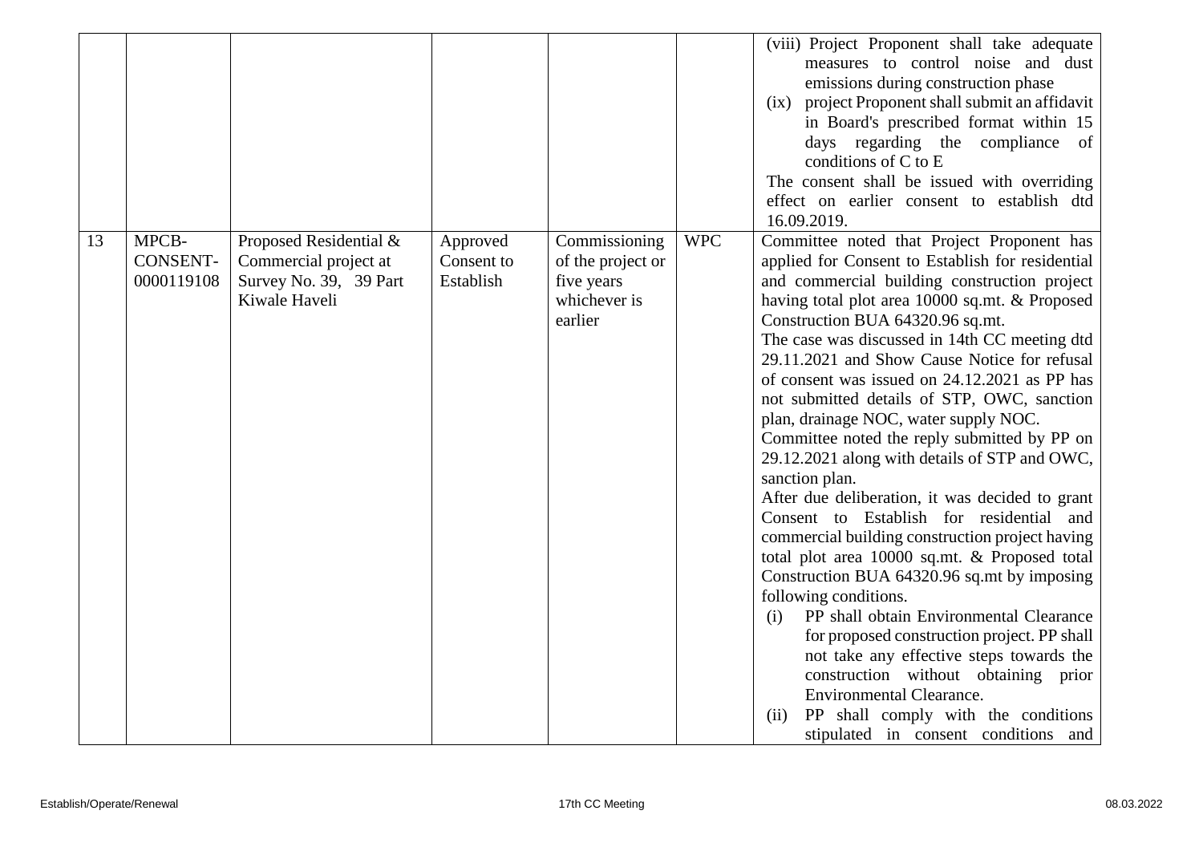| | | | | | | |
|---|---|---|---|---|---|---|
| | | | | | | (viii) Project Proponent shall take adequate measures to control noise and dust emissions during construction phase<br>(ix) project Proponent shall submit an affidavit in Board's prescribed format within 15 days regarding the compliance of conditions of C to E<br>The consent shall be issued with overriding effect on earlier consent to establish dtd 16.09.2019. |
| 13 | MPCB-CONSENT-0000119108 | Proposed Residential & Commercial project at Survey No. 39, 39 Part Kiwale Haveli | Approved Consent to Establish | Commissioning of the project or five years whichever is earlier | WPC | Committee noted that Project Proponent has applied for Consent to Establish for residential and commercial building construction project having total plot area 10000 sq.mt. & Proposed Construction BUA 64320.96 sq.mt.<br>The case was discussed in 14th CC meeting dtd 29.11.2021 and Show Cause Notice for refusal of consent was issued on 24.12.2021 as PP has not submitted details of STP, OWC, sanction plan, drainage NOC, water supply NOC.<br>Committee noted the reply submitted by PP on 29.12.2021 along with details of STP and OWC, sanction plan.<br>After due deliberation, it was decided to grant Consent to Establish for residential and commercial building construction project having total plot area 10000 sq.mt. & Proposed total Construction BUA 64320.96 sq.mt by imposing following conditions.<br>(i) PP shall obtain Environmental Clearance for proposed construction project. PP shall not take any effective steps towards the construction without obtaining prior Environmental Clearance.<br>(ii) PP shall comply with the conditions stipulated in consent conditions and |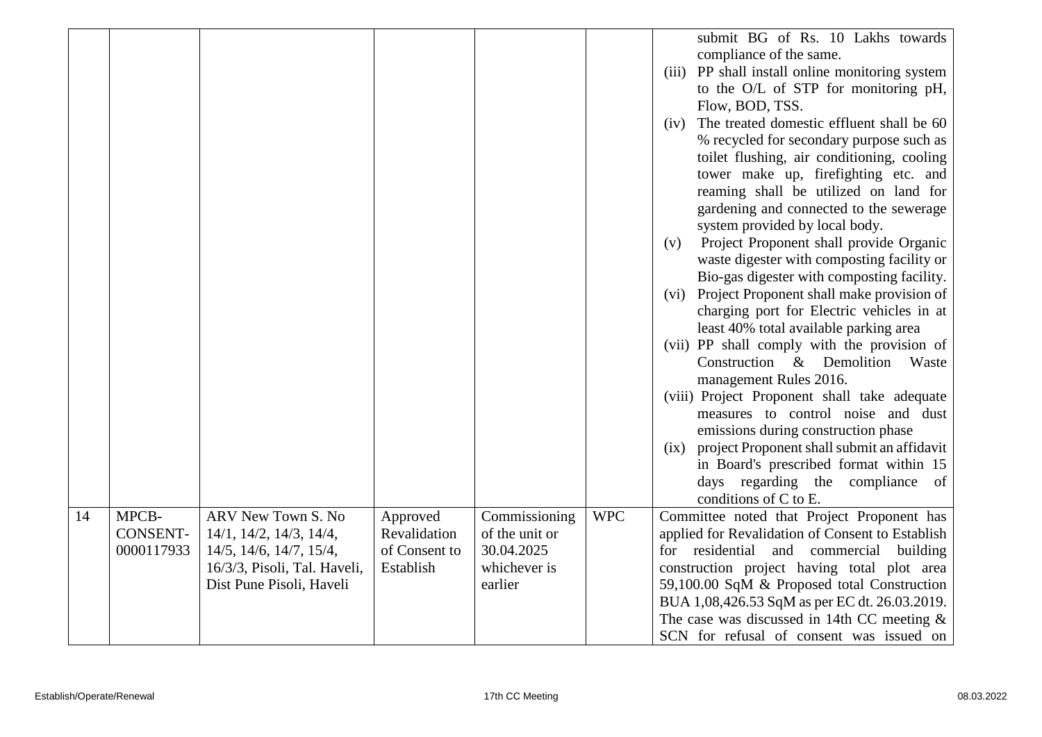| | | | | | | |
|---|---|---|---|---|---|---|
| | | | | | | submit BG of Rs. 10 Lakhs towards compliance of the same.<br>(iii) PP shall install online monitoring system to the O/L of STP for monitoring pH, Flow, BOD, TSS.<br>(iv) The treated domestic effluent shall be 60 % recycled for secondary purpose such as toilet flushing, air conditioning, cooling tower make up, firefighting etc. and reaming shall be utilized on land for gardening and connected to the sewerage system provided by local body.<br>(v) Project Proponent shall provide Organic waste digester with composting facility or Bio-gas digester with composting facility.<br>(vi) Project Proponent shall make provision of charging port for Electric vehicles in at least 40% total available parking area<br>(vii) PP shall comply with the provision of Construction & Demolition Waste management Rules 2016.<br>(viii) Project Proponent shall take adequate measures to control noise and dust emissions during construction phase<br>(ix) project Proponent shall submit an affidavit in Board's prescribed format within 15 days regarding the compliance of conditions of C to E. |
| 14 | MPCB-CONSENT-0000117933 | ARV New Town S. No 14/1, 14/2, 14/3, 14/4, 14/5, 14/6, 14/7, 15/4, 16/3/3, Pisoli, Tal. Haveli, Dist Pune Pisoli, Haveli | Approved Revalidation of Consent to Establish | Commissioning of the unit or 30.04.2025 whichever is earlier | WPC | Committee noted that Project Proponent has applied for Revalidation of Consent to Establish for residential and commercial building construction project having total plot area 59,100.00 SqM & Proposed total Construction BUA 1,08,426.53 SqM as per EC dt. 26.03.2019. The case was discussed in 14th CC meeting & SCN for refusal of consent was issued on |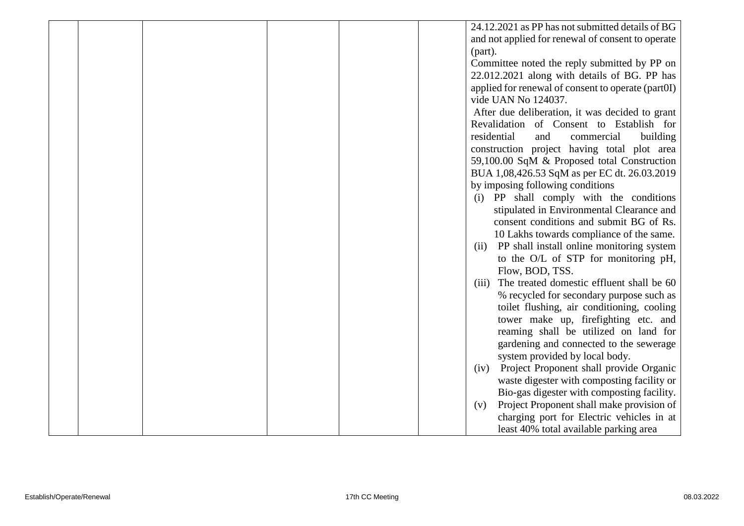| | | | | | | |
|---|---|---|---|---|---|---|
| | | | | | | 24.12.2021 as PP has not submitted details of BG and not applied for renewal of consent to operate (part).<br>Committee noted the reply submitted by PP on 22.012.2021 along with details of BG. PP has applied for renewal of consent to operate (part0I) vide UAN No 124037.<br>After due deliberation, it was decided to grant Revalidation of Consent to Establish for residential and commercial building construction project having total plot area 59,100.00 SqM & Proposed total Construction BUA 1,08,426.53 SqM as per EC dt. 26.03.2019 by imposing following conditions<br>(i) PP shall comply with the conditions stipulated in Environmental Clearance and consent conditions and submit BG of Rs. 10 Lakhs towards compliance of the same.<br>(ii) PP shall install online monitoring system to the O/L of STP for monitoring pH, Flow, BOD, TSS.<br>(iii) The treated domestic effluent shall be 60 % recycled for secondary purpose such as toilet flushing, air conditioning, cooling tower make up, firefighting etc. and reaming shall be utilized on land for gardening and connected to the sewerage system provided by local body.<br>(iv) Project Proponent shall provide Organic waste digester with composting facility or Bio-gas digester with composting facility.<br>(v) Project Proponent shall make provision of charging port for Electric vehicles in at least 40% total available parking area |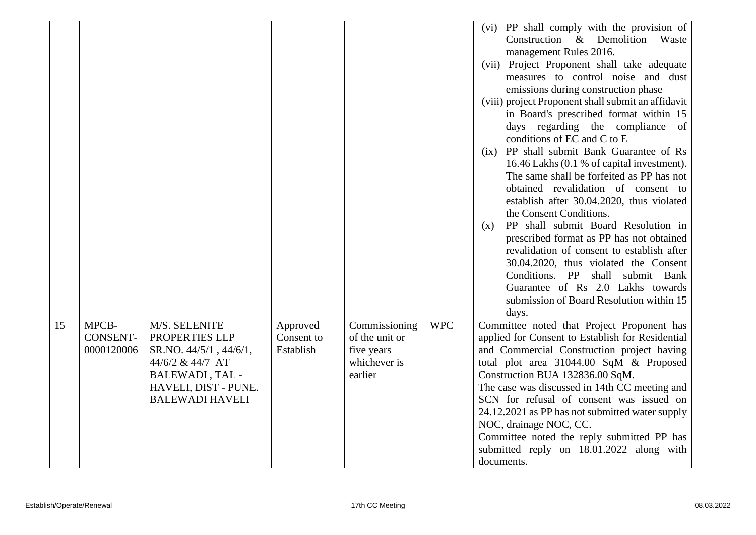| | | | | | | |
|---|---|---|---|---|---|---|
| | | | | | | (vi) PP shall comply with the provision of Construction & Demolition Waste management Rules 2016.<br>(vii) Project Proponent shall take adequate measures to control noise and dust emissions during construction phase<br>(viii) project Proponent shall submit an affidavit in Board's prescribed format within 15 days regarding the compliance of conditions of EC and C to E<br>(ix) PP shall submit Bank Guarantee of Rs 16.46 Lakhs (0.1 % of capital investment). The same shall be forfeited as PP has not obtained revalidation of consent to establish after 30.04.2020, thus violated the Consent Conditions.<br>(x) PP shall submit Board Resolution in prescribed format as PP has not obtained revalidation of consent to establish after 30.04.2020, thus violated the Consent Conditions. PP shall submit Bank Guarantee of Rs 2.0 Lakhs towards submission of Board Resolution within 15 days. |
| 15 | MPCB-CONSENT-0000120006 | M/S. SELENITE PROPERTIES LLP SR.NO. 44/5/1 , 44/6/1, 44/6/2 & 44/7 AT BALEWADI , TAL - HAVELI, DIST - PUNE. BALEWADI HAVELI | Approved Consent to Establish | Commissioning of the unit or five years whichever is earlier | WPC | Committee noted that Project Proponent has applied for Consent to Establish for Residential and Commercial Construction project having total plot area 31044.00 SqM & Proposed Construction BUA 132836.00 SqM.<br>The case was discussed in 14th CC meeting and SCN for refusal of consent was issued on 24.12.2021 as PP has not submitted water supply NOC, drainage NOC, CC.<br>Committee noted the reply submitted PP has submitted reply on 18.01.2022 along with documents. |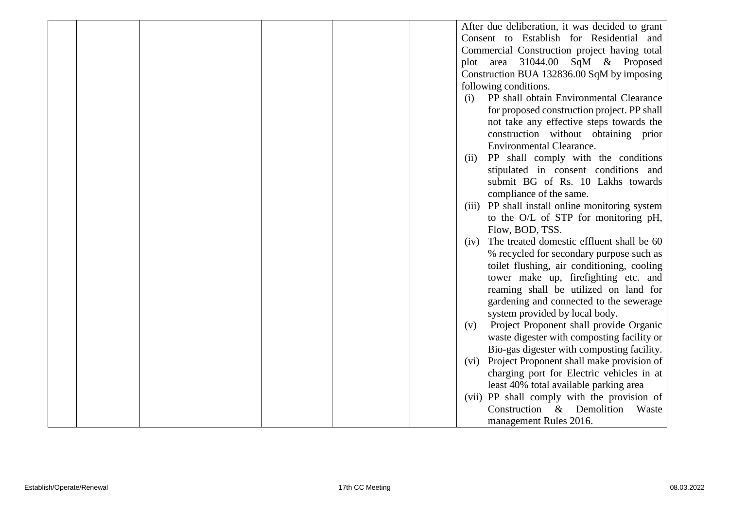|  |  |  |  |  |  | After due deliberation, it was decided to grant Consent to Establish for Residential and Commercial Construction project having total plot area 31044.00 SqM & Proposed Construction BUA 132836.00 SqM by imposing following conditions.<br>(i) PP shall obtain Environmental Clearance for proposed construction project. PP shall not take any effective steps towards the construction without obtaining prior Environmental Clearance.<br>(ii) PP shall comply with the conditions stipulated in consent conditions and submit BG of Rs. 10 Lakhs towards compliance of the same.<br>(iii) PP shall install online monitoring system to the O/L of STP for monitoring pH, Flow, BOD, TSS.<br>(iv) The treated domestic effluent shall be 60 % recycled for secondary purpose such as toilet flushing, air conditioning, cooling tower make up, firefighting etc. and reaming shall be utilized on land for gardening and connected to the sewerage system provided by local body.<br>(v) Project Proponent shall provide Organic waste digester with composting facility or Bio-gas digester with composting facility.<br>(vi) Project Proponent shall make provision of charging port for Electric vehicles in at least 40% total available parking area<br>(vii) PP shall comply with the provision of Construction & Demolition Waste management Rules 2016. |
|---|---|---|---|---|---|---|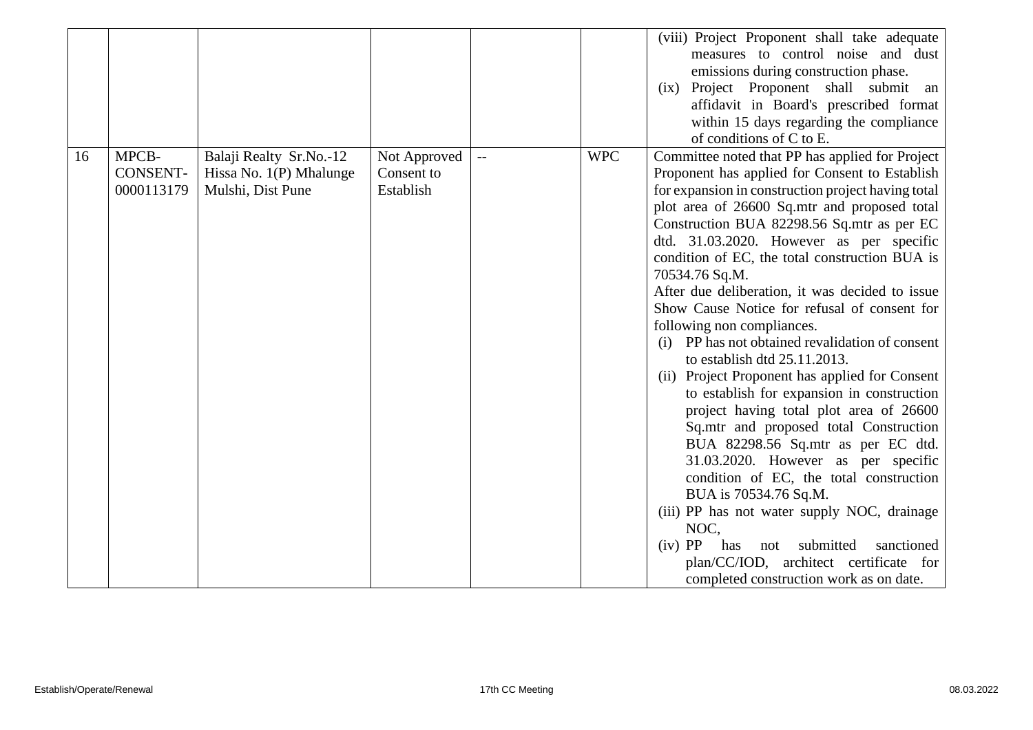| | | | | | | |
|---|---|---|---|---|---|---|
| | | | | | | (viii) Project Proponent shall take adequate measures to control noise and dust emissions during construction phase.<br>(ix) Project Proponent shall submit an affidavit in Board's prescribed format within 15 days regarding the compliance of conditions of C to E. |
| 16 | MPCB-CONSENT-0000113179 | Balaji Realty Sr.No.-12 Hissa No. 1(P) Mhalunge Mulshi, Dist Pune | Not Approved Consent to Establish | -- | WPC | Committee noted that PP has applied for Project Proponent has applied for Consent to Establish for expansion in construction project having total plot area of 26600 Sq.mtr and proposed total Construction BUA 82298.56 Sq.mtr as per EC dtd. 31.03.2020. However as per specific condition of EC, the total construction BUA is 70534.76 Sq.M.<br>After due deliberation, it was decided to issue Show Cause Notice for refusal of consent for following non compliances.<br>(i) PP has not obtained revalidation of consent to establish dtd 25.11.2013.<br>(ii) Project Proponent has applied for Consent to establish for expansion in construction project having total plot area of 26600 Sq.mtr and proposed total Construction BUA 82298.56 Sq.mtr as per EC dtd. 31.03.2020. However as per specific condition of EC, the total construction BUA is 70534.76 Sq.M.<br>(iii) PP has not water supply NOC, drainage NOC,<br>(iv) PP has not submitted sanctioned plan/CC/IOD, architect certificate for completed construction work as on date. |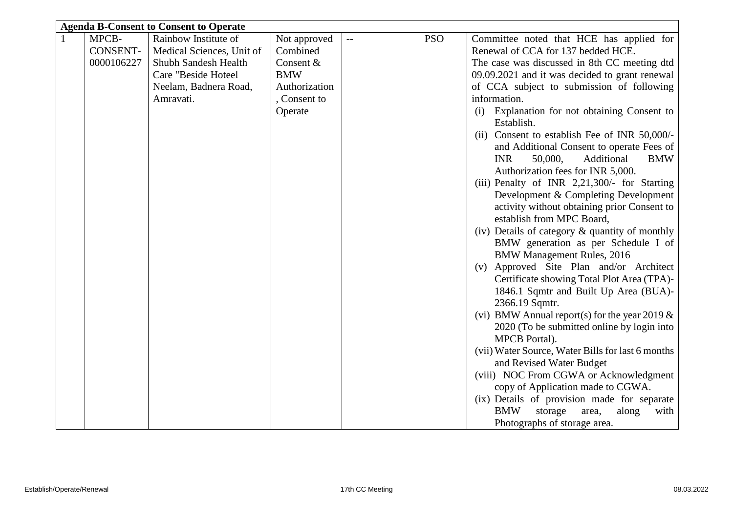| Agenda B-Consent to Consent to Operate | | | | | | |
|---|---|---|---|---|---|---|
| 1 | MPCB-CONSENT-0000106227 | Rainbow Institute of Medical Sciences, Unit of Shubh Sandesh Health Care "Beside Hoteel Neelam, Badnera Road, Amravati. | Not approved Combined Consent & BMW Authorization , Consent to Operate | -- | PSO | Committee noted that HCE has applied for Renewal of CCA for 137 bedded HCE.<br>The case was discussed in 8th CC meeting dtd 09.09.2021 and it was decided to grant renewal of CCA subject to submission of following information.<br>(i) Explanation for not obtaining Consent to Establish.<br>(ii) Consent to establish Fee of INR 50,000/- and Additional Consent to operate Fees of INR 50,000, Additional BMW Authorization fees for INR 5,000.<br>(iii) Penalty of INR 2,21,300/- for Starting Development & Completing Development activity without obtaining prior Consent to establish from MPC Board,<br>(iv) Details of category & quantity of monthly BMW generation as per Schedule I of BMW Management Rules, 2016<br>(v) Approved Site Plan and/or Architect Certificate showing Total Plot Area (TPA)- 1846.1 Sqmtr and Built Up Area (BUA)- 2366.19 Sqmtr.<br>(vi) BMW Annual report(s) for the year 2019 & 2020 (To be submitted online by login into MPCB Portal).<br>(vii) Water Source, Water Bills for last 6 months and Revised Water Budget<br>(viii) NOC From CGWA or Acknowledgment copy of Application made to CGWA.<br>(ix) Details of provision made for separate BMW storage area, along with Photographs of storage area. |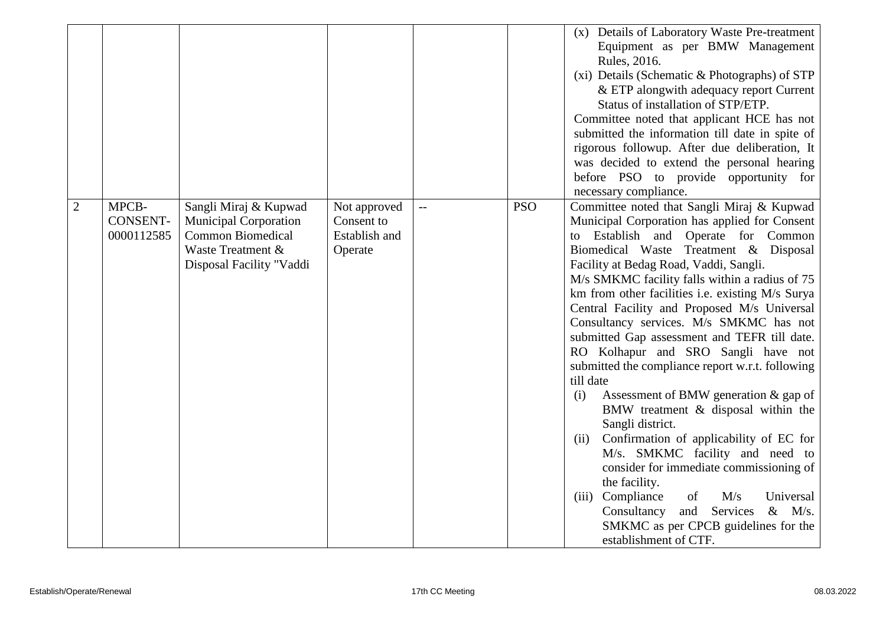| | | | | | | |
|---|---|---|---|---|---|---|
| | | | | | | (x) Details of Laboratory Waste Pre-treatment Equipment as per BMW Management Rules, 2016.<br>(xi) Details (Schematic & Photographs) of STP & ETP alongwith adequacy report Current Status of installation of STP/ETP.<br>Committee noted that applicant HCE has not submitted the information till date in spite of rigorous followup. After due deliberation, It was decided to extend the personal hearing before PSO to provide opportunity for necessary compliance. |
| 2 | MPCB-CONSENT-0000112585 | Sangli Miraj & Kupwad Municipal Corporation Common Biomedical Waste Treatment & Disposal Facility "Vaddi | Not approved Consent to Establish and Operate | -- | PSO | Committee noted that Sangli Miraj & Kupwad Municipal Corporation has applied for Consent to Establish and Operate for Common Biomedical Waste Treatment & Disposal Facility at Bedag Road, Vaddi, Sangli.<br>M/s SMKMC facility falls within a radius of 75 km from other facilities i.e. existing M/s Surya Central Facility and Proposed M/s Universal Consultancy services. M/s SMKMC has not submitted Gap assessment and TEFR till date. RO Kolhapur and SRO Sangli have not submitted the compliance report w.r.t. following till date<br>(i) Assessment of BMW generation & gap of BMW treatment & disposal within the Sangli district.<br>(ii) Confirmation of applicability of EC for M/s. SMKMC facility and need to consider for immediate commissioning of the facility.<br>(iii) Compliance of M/s Universal Consultancy and Services & M/s. SMKMC as per CPCB guidelines for the establishment of CTF. |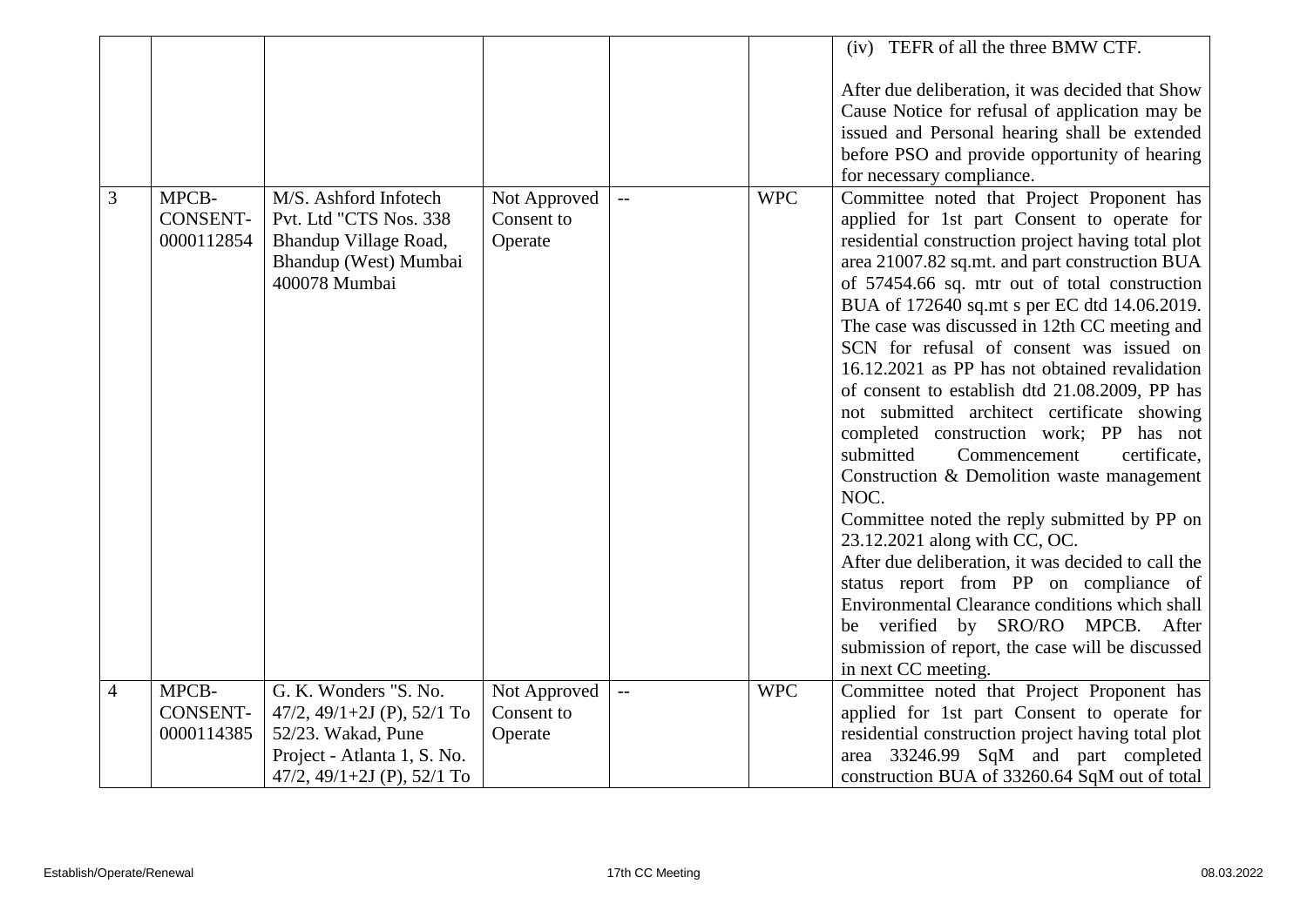| | | | | | | |
|---|---|---|---|---|---|---|
| | | | | | | (iv) TEFR of all the three BMW CTF.<br><br>After due deliberation, it was decided that Show Cause Notice for refusal of application may be issued and Personal hearing shall be extended before PSO and provide opportunity of hearing for necessary compliance. |
| 3 | MPCB-CONSENT-0000112854 | M/S. Ashford Infotech Pvt. Ltd "CTS Nos. 338 Bhandup Village Road, Bhandup (West) Mumbai 400078 Mumbai | Not Approved Consent to Operate | -- | WPC | Committee noted that Project Proponent has applied for 1st part Consent to operate for residential construction project having total plot area 21007.82 sq.mt. and part construction BUA of 57454.66 sq. mtr out of total construction BUA of 172640 sq.mt s per EC dtd 14.06.2019. The case was discussed in 12th CC meeting and SCN for refusal of consent was issued on 16.12.2021 as PP has not obtained revalidation of consent to establish dtd 21.08.2009, PP has not submitted architect certificate showing completed construction work; PP has not submitted Commencement certificate, Construction & Demolition waste management NOC.<br>Committee noted the reply submitted by PP on 23.12.2021 along with CC, OC.<br>After due deliberation, it was decided to call the status report from PP on compliance of Environmental Clearance conditions which shall be verified by SRO/RO MPCB. After submission of report, the case will be discussed in next CC meeting. |
| 4 | MPCB-CONSENT-0000114385 | G. K. Wonders "S. No. 47/2, 49/1+2J (P), 52/1 To 52/23. Wakad, Pune Project - Atlanta 1, S. No. 47/2, 49/1+2J (P), 52/1 To | Not Approved Consent to Operate | -- | WPC | Committee noted that Project Proponent has applied for 1st part Consent to operate for residential construction project having total plot area 33246.99 SqM and part completed construction BUA of 33260.64 SqM out of total |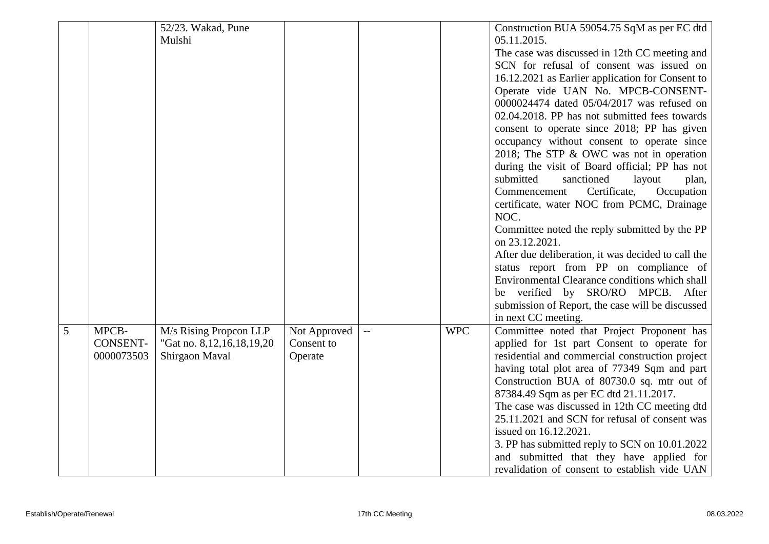|  |  | 52/23. Wakad, Pune Mulshi |  |  |  | Construction BUA 59054.75 SqM as per EC dtd 05.11.2015.<br>The case was discussed in 12th CC meeting and SCN for refusal of consent was issued on 16.12.2021 as Earlier application for Consent to Operate vide UAN No. MPCB-CONSENT-0000024474 dated 05/04/2017 was refused on 02.04.2018. PP has not submitted fees towards consent to operate since 2018; PP has given occupancy without consent to operate since 2018; The STP & OWC was not in operation during the visit of Board official; PP has not submitted sanctioned layout plan, Commencement Certificate, Occupation certificate, water NOC from PCMC, Drainage NOC.<br>Committee noted the reply submitted by the PP on 23.12.2021.<br>After due deliberation, it was decided to call the status report from PP on compliance of Environmental Clearance conditions which shall be verified by SRO/RO MPCB. After submission of Report, the case will be discussed in next CC meeting. |
|---|---|---|---|---|---|---|
| 5 | MPCB-CONSENT-0000073503 | M/s Rising Propcon LLP "Gat no. 8,12,16,18,19,20 Shirgaon Maval | Not Approved Consent to Operate | -- | WPC | Committee noted that Project Proponent has applied for 1st part Consent to operate for residential and commercial construction project having total plot area of 77349 Sqm and part Construction BUA of 80730.0 sq. mtr out of 87384.49 Sqm as per EC dtd 21.11.2017.<br>The case was discussed in 12th CC meeting dtd 25.11.2021 and SCN for refusal of consent was issued on 16.12.2021.<br>3. PP has submitted reply to SCN on 10.01.2022 and submitted that they have applied for revalidation of consent to establish vide UAN |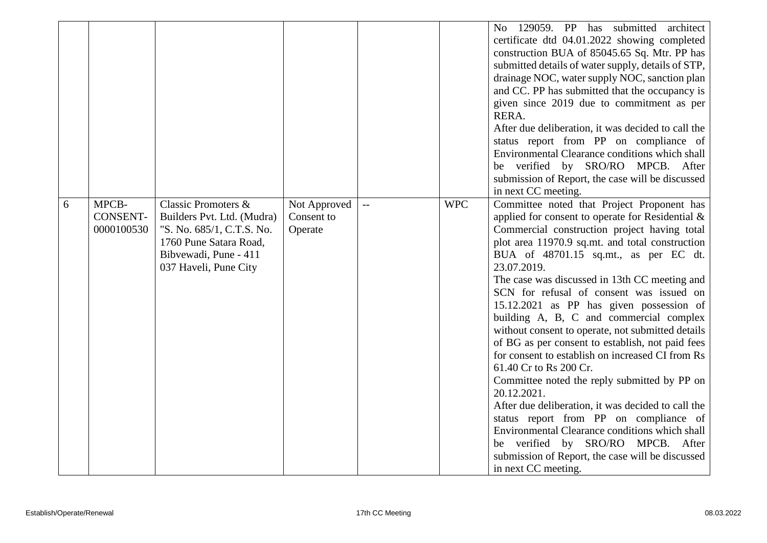|  |  |  |  |  |  | No 129059. PP has submitted architect certificate dtd 04.01.2022 showing completed construction BUA of 85045.65 Sq. Mtr. PP has submitted details of water supply, details of STP, drainage NOC, water supply NOC, sanction plan and CC. PP has submitted that the occupancy is given since 2019 due to commitment as per RERA.<br>After due deliberation, it was decided to call the status report from PP on compliance of Environmental Clearance conditions which shall be verified by SRO/RO MPCB. After submission of Report, the case will be discussed in next CC meeting. |
|---|---|---|---|---|---|---|
| 6 | MPCB-CONSENT-0000100530 | Classic Promoters & Builders Pvt. Ltd. (Mudra) "S. No. 685/1, C.T.S. No. 1760 Pune Satara Road, Bibvewadi, Pune - 411 037 Haveli, Pune City | Not Approved Consent to Operate | -- | WPC | Committee noted that Project Proponent has applied for consent to operate for Residential & Commercial construction project having total plot area 11970.9 sq.mt. and total construction BUA of 48701.15 sq.mt., as per EC dt. 23.07.2019.<br>The case was discussed in 13th CC meeting and SCN for refusal of consent was issued on 15.12.2021 as PP has given possession of building A, B, C and commercial complex without consent to operate, not submitted details of BG as per consent to establish, not paid fees for consent to establish on increased CI from Rs 61.40 Cr to Rs 200 Cr.<br>Committee noted the reply submitted by PP on 20.12.2021.<br>After due deliberation, it was decided to call the status report from PP on compliance of Environmental Clearance conditions which shall be verified by SRO/RO MPCB. After submission of Report, the case will be discussed in next CC meeting. |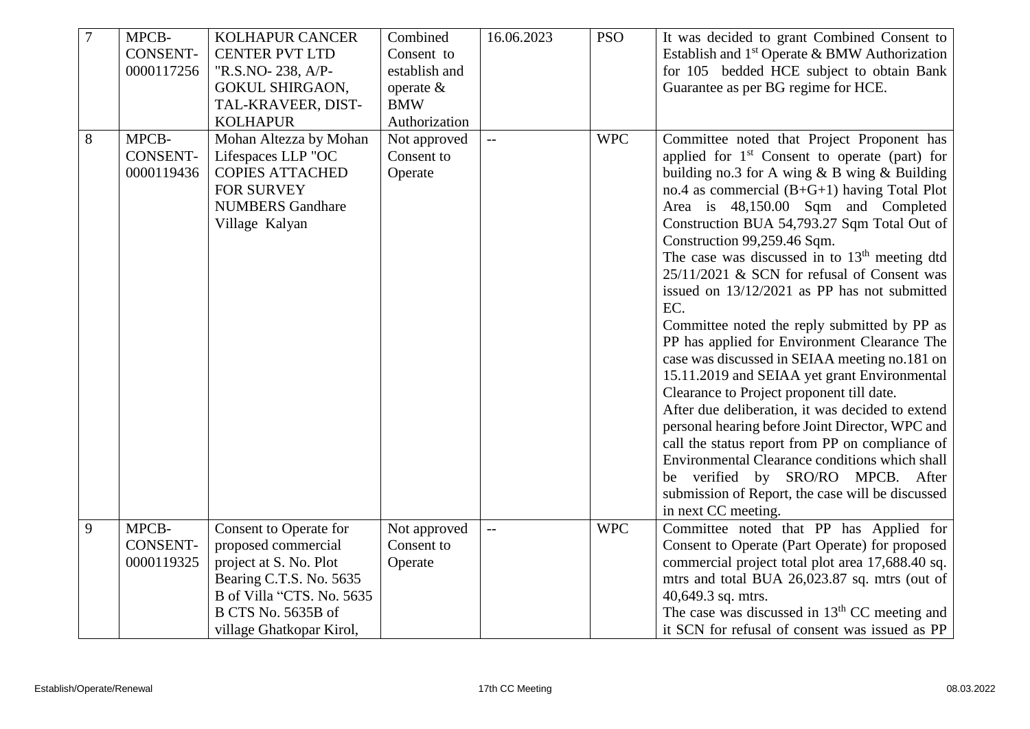| 7 | MPCB-CONSENT-0000117256 | KOLHAPUR CANCER CENTER PVT LTD "R.S.NO- 238, A/P-GOKUL SHIRGAON, TAL-KRAVEER, DIST-KOLHAPUR | Combined Consent to establish and operate & BMW Authorization | 16.06.2023 | PSO | It was decided to grant Combined Consent to Establish and 1st Operate & BMW Authorization for 105 bedded HCE subject to obtain Bank Guarantee as per BG regime for HCE. |
|---|---|---|---|---|---|---|
| 8 | MPCB-CONSENT-0000119436 | Mohan Altezza by Mohan Lifespaces LLP "OC COPIES ATTACHED FOR SURVEY NUMBERS Gandhare Village Kalyan | Not approved Consent to Operate | -- | WPC | Committee noted that Project Proponent has applied for 1st Consent to operate (part) for building no.3 for A wing & B wing & Building no.4 as commercial (B+G+1) having Total Plot Area is 48,150.00 Sqm and Completed Construction BUA 54,793.27 Sqm Total Out of Construction 99,259.46 Sqm.<br>The case was discussed in to 13th meeting dtd 25/11/2021 & SCN for refusal of Consent was issued on 13/12/2021 as PP has not submitted EC.<br>Committee noted the reply submitted by PP as PP has applied for Environment Clearance The case was discussed in SEIAA meeting no.181 on 15.11.2019 and SEIAA yet grant Environmental Clearance to Project proponent till date.<br>After due deliberation, it was decided to extend personal hearing before Joint Director, WPC and call the status report from PP on compliance of Environmental Clearance conditions which shall be verified by SRO/RO MPCB. After submission of Report, the case will be discussed in next CC meeting. |
| 9 | MPCB-CONSENT-0000119325 | Consent to Operate for proposed commercial project at S. No. Plot Bearing C.T.S. No. 5635 B of Villa "CTS. No. 5635 B CTS No. 5635B of village Ghatkopar Kirol, | Not approved Consent to Operate | -- | WPC | Committee noted that PP has Applied for Consent to Operate (Part Operate) for proposed commercial project total plot area 17,688.40 sq. mtrs and total BUA 26,023.87 sq. mtrs (out of 40,649.3 sq. mtrs.<br>The case was discussed in 13th CC meeting and it SCN for refusal of consent was issued as PP |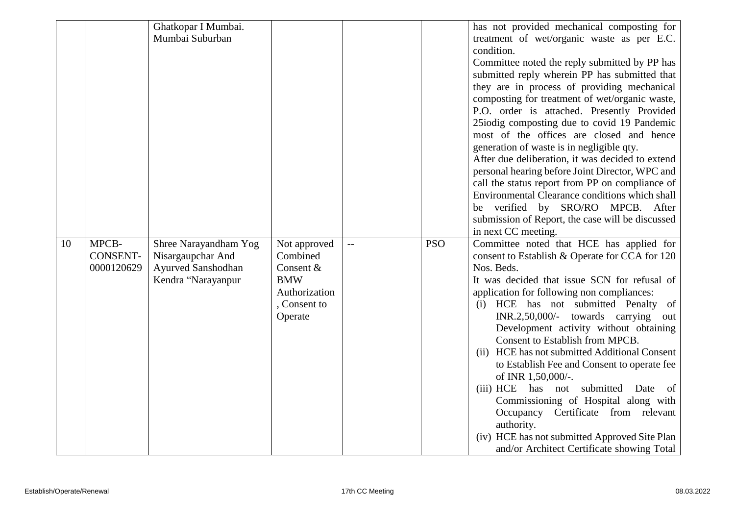| | | Ghatkopar I Mumbai. Mumbai Suburban | | | | has not provided mechanical composting for treatment of wet/organic waste as per E.C. condition.<br>Committee noted the reply submitted by PP has submitted reply wherein PP has submitted that they are in process of providing mechanical composting for treatment of wet/organic waste, P.O. order is attached. Presently Provided 25iodig composting due to covid 19 Pandemic most of the offices are closed and hence generation of waste is in negligible qty.<br>After due deliberation, it was decided to extend personal hearing before Joint Director, WPC and call the status report from PP on compliance of Environmental Clearance conditions which shall be verified by SRO/RO MPCB. After submission of Report, the case will be discussed in next CC meeting. |
|---|---|---|---|---|---|---|
| 10 | MPCB-CONSENT-0000120629 | Shree Narayandham Yog Nisargaupchar And Ayurved Sanshodhan Kendra "Narayanpur | Not approved Combined Consent & BMW Authorization , Consent to Operate | -- | PSO | Committee noted that HCE has applied for consent to Establish & Operate for CCA for 120 Nos. Beds.<br>It was decided that issue SCN for refusal of application for following non compliances:<br>(i) HCE has not submitted Penalty of INR.2,50,000/- towards carrying out Development activity without obtaining Consent to Establish from MPCB.<br>(ii) HCE has not submitted Additional Consent to Establish Fee and Consent to operate fee of INR 1,50,000/-.<br>(iii) HCE has not submitted Date of Commissioning of Hospital along with Occupancy Certificate from relevant authority.<br>(iv) HCE has not submitted Approved Site Plan and/or Architect Certificate showing Total |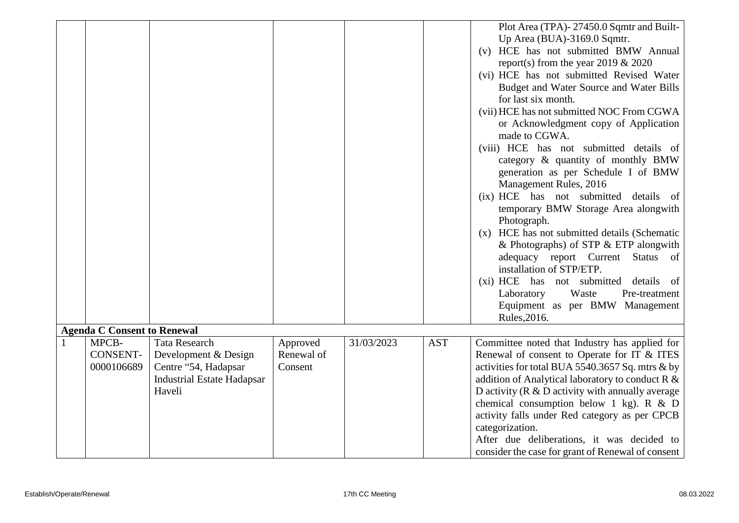| | | | | | | |
|---|---|---|---|---|---|---|
| | | | | | | Plot Area (TPA)- 27450.0 Sqmtr and Built-Up Area (BUA)-3169.0 Sqmtr.<br>(v) HCE has not submitted BMW Annual report(s) from the year 2019 & 2020<br>(vi) HCE has not submitted Revised Water Budget and Water Source and Water Bills for last six month.<br>(vii) HCE has not submitted NOC From CGWA or Acknowledgment copy of Application made to CGWA.<br>(viii) HCE has not submitted details of category & quantity of monthly BMW generation as per Schedule I of BMW Management Rules, 2016<br>(ix) HCE has not submitted details of temporary BMW Storage Area alongwith Photograph.<br>(x) HCE has not submitted details (Schematic & Photographs) of STP & ETP alongwith adequacy report Current Status of installation of STP/ETP.<br>(xi) HCE has not submitted details of Laboratory Waste Pre-treatment Equipment as per BMW Management Rules,2016. |
| **Agenda C Consent to Renewal** | | | | | | |
| 1 | MPCB-CONSENT-0000106689 | Tata Research Development & Design Centre "54, Hadapsar Industrial Estate Hadapsar Haveli | Approved Renewal of Consent | 31/03/2023 | AST | Committee noted that Industry has applied for Renewal of consent to Operate for IT & ITES activities for total BUA 5540.3657 Sq. mtrs & by addition of Analytical laboratory to conduct R & D activity (R & D activity with annually average chemical consumption below 1 kg). R & D activity falls under Red category as per CPCB categorization.<br>After due deliberations, it was decided to consider the case for grant of Renewal of consent |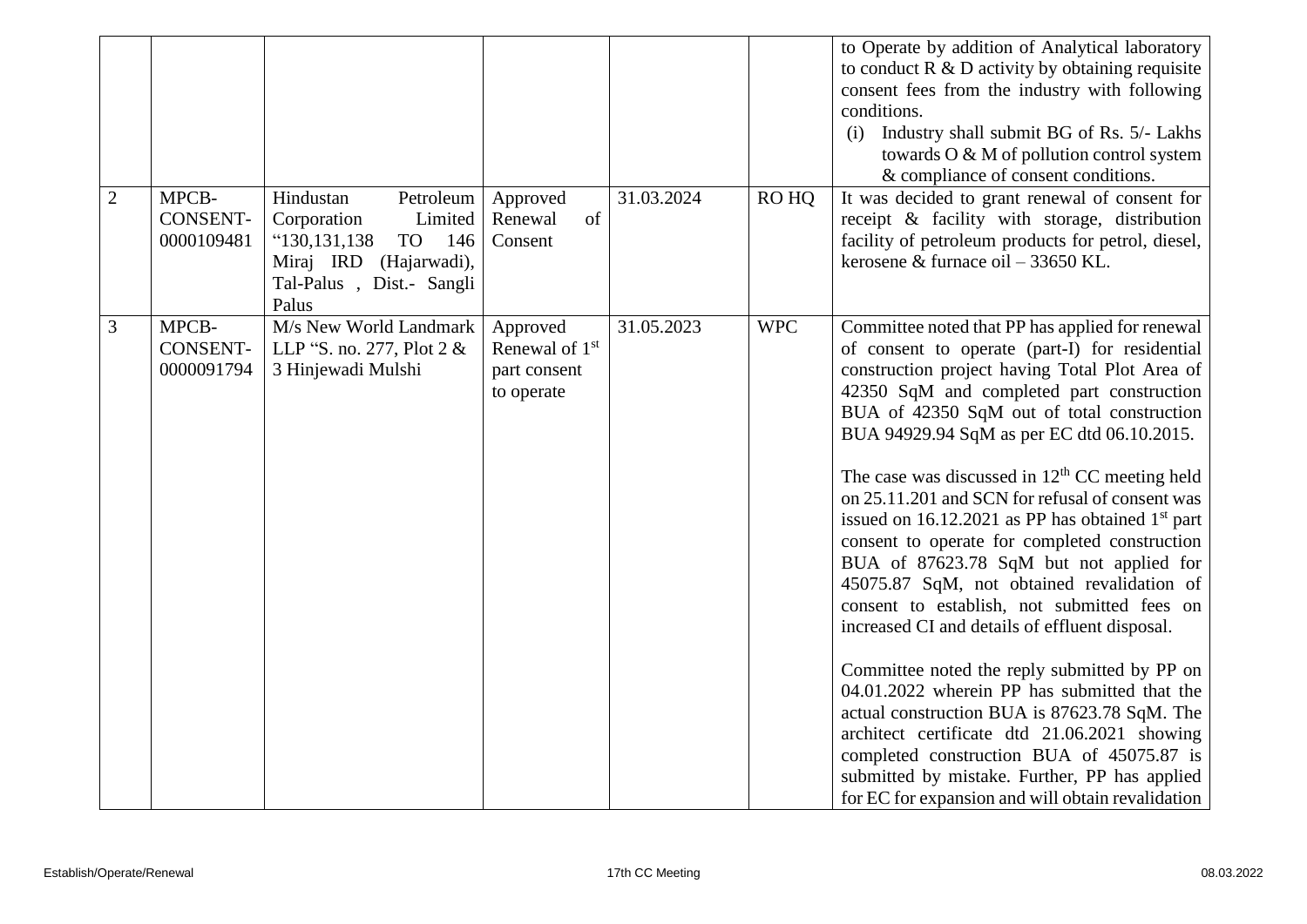|   |   |   |   |   |   |   |
|---|---|---|---|---|---|---|
| | | | | | | to Operate by addition of Analytical laboratory to conduct R & D activity by obtaining requisite consent fees from the industry with following conditions.<br>(i) Industry shall submit BG of Rs. 5/- Lakhs towards O & M of pollution control system & compliance of consent conditions. |
| 2 | MPCB-CONSENT-0000109481 | Hindustan Petroleum Corporation Limited "130,131,138 TO 146 Miraj IRD (Hajarwadi), Tal-Palus , Dist.- Sangli Palus | Approved Renewal of Consent | 31.03.2024 | RO HQ | It was decided to grant renewal of consent for receipt & facility with storage, distribution facility of petroleum products for petrol, diesel, kerosene & furnace oil – 33650 KL. |
| 3 | MPCB-CONSENT-0000091794 | M/s New World Landmark LLP "S. no. 277, Plot 2 & 3 Hinjewadi Mulshi | Approved Renewal of 1st part consent to operate | 31.05.2023 | WPC | Committee noted that PP has applied for renewal of consent to operate (part-I) for residential construction project having Total Plot Area of 42350 SqM and completed part construction BUA of 42350 SqM out of total construction BUA 94929.94 SqM as per EC dtd 06.10.2015.<br><br>The case was discussed in 12th CC meeting held on 25.11.201 and SCN for refusal of consent was issued on 16.12.2021 as PP has obtained 1st part consent to operate for completed construction BUA of 87623.78 SqM but not applied for 45075.87 SqM, not obtained revalidation of consent to establish, not submitted fees on increased CI and details of effluent disposal.<br><br>Committee noted the reply submitted by PP on 04.01.2022 wherein PP has submitted that the actual construction BUA is 87623.78 SqM. The architect certificate dtd 21.06.2021 showing completed construction BUA of 45075.87 is submitted by mistake. Further, PP has applied for EC for expansion and will obtain revalidation |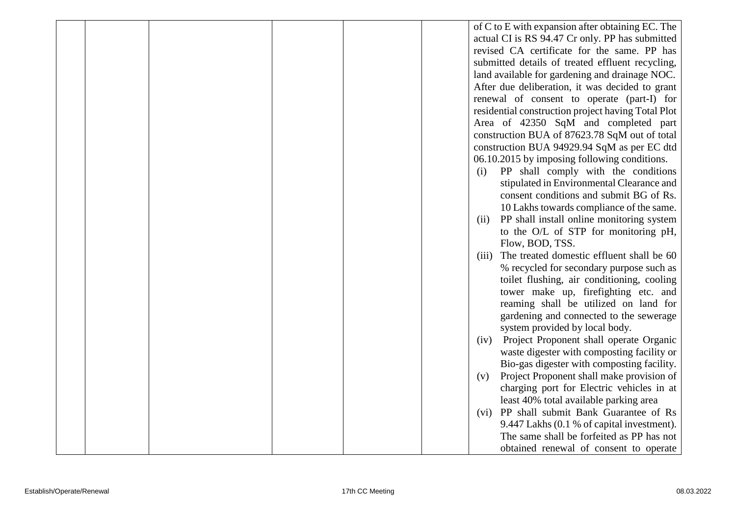|  |  |  |  |  |  | of C to E with expansion after obtaining EC. The actual CI is RS 94.47 Cr only. PP has submitted revised CA certificate for the same. PP has submitted details of treated effluent recycling, land available for gardening and drainage NOC. After due deliberation, it was decided to grant renewal of consent to operate (part-I) for residential construction project having Total Plot Area of 42350 SqM and completed part construction BUA of 87623.78 SqM out of total construction BUA 94929.94 SqM as per EC dtd 06.10.2015 by imposing following conditions.<br>(i) PP shall comply with the conditions stipulated in Environmental Clearance and consent conditions and submit BG of Rs. 10 Lakhs towards compliance of the same.<br>(ii) PP shall install online monitoring system to the O/L of STP for monitoring pH, Flow, BOD, TSS.<br>(iii) The treated domestic effluent shall be 60 % recycled for secondary purpose such as toilet flushing, air conditioning, cooling tower make up, firefighting etc. and reaming shall be utilized on land for gardening and connected to the sewerage system provided by local body.<br>(iv) Project Proponent shall operate Organic waste digester with composting facility or Bio-gas digester with composting facility.<br>(v) Project Proponent shall make provision of charging port for Electric vehicles in at least 40% total available parking area<br>(vi) PP shall submit Bank Guarantee of Rs 9.447 Lakhs (0.1 % of capital investment). The same shall be forfeited as PP has not obtained renewal of consent to operate |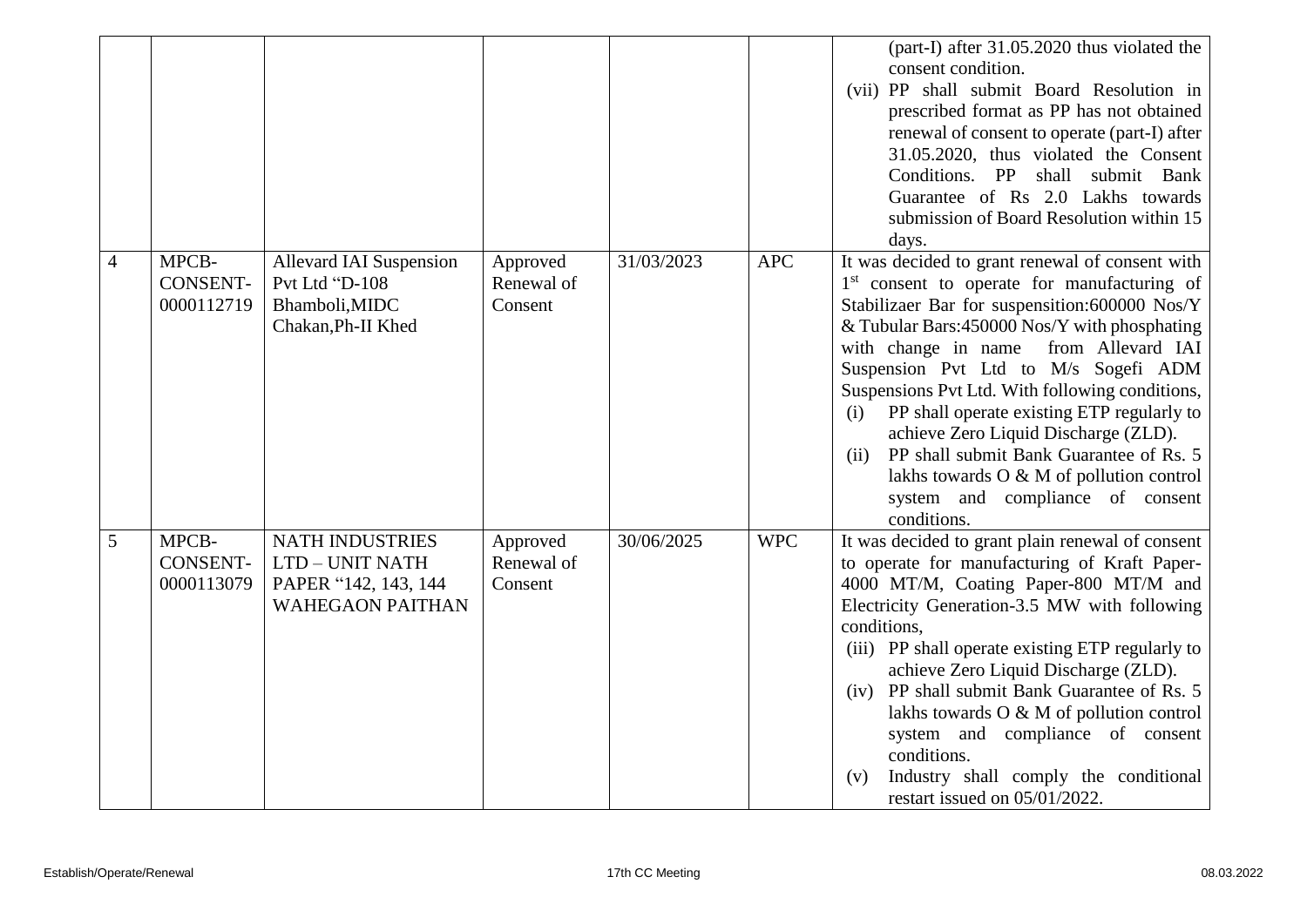| | | | | | | |
|---|---|---|---|---|---|---|
| | | | | | | (part-I) after 31.05.2020 thus violated the consent condition.<br>(vii) PP shall submit Board Resolution in prescribed format as PP has not obtained renewal of consent to operate (part-I) after 31.05.2020, thus violated the Consent Conditions. PP shall submit Bank Guarantee of Rs 2.0 Lakhs towards submission of Board Resolution within 15 days. |
| 4 | MPCB-CONSENT-0000112719 | Allevard IAI Suspension Pvt Ltd "D-108 Bhamboli,MIDC Chakan,Ph-II Khed | Approved Renewal of Consent | 31/03/2023 | APC | It was decided to grant renewal of consent with 1st consent to operate for manufacturing of Stabilizaer Bar for suspension:600000 Nos/Y & Tubular Bars:450000 Nos/Y with phosphating with change in name from Allevard IAI Suspension Pvt Ltd to M/s Sogefi ADM Suspensions Pvt Ltd. With following conditions,<br>(i) PP shall operate existing ETP regularly to achieve Zero Liquid Discharge (ZLD).<br>(ii) PP shall submit Bank Guarantee of Rs. 5 lakhs towards O & M of pollution control system and compliance of consent conditions. |
| 5 | MPCB-CONSENT-0000113079 | NATH INDUSTRIES LTD – UNIT NATH PAPER "142, 143, 144 WAHEGAON PAITHAN | Approved Renewal of Consent | 30/06/2025 | WPC | It was decided to grant plain renewal of consent to operate for manufacturing of Kraft Paper-4000 MT/M, Coating Paper-800 MT/M and Electricity Generation-3.5 MW with following conditions,<br>(iii) PP shall operate existing ETP regularly to achieve Zero Liquid Discharge (ZLD).<br>(iv) PP shall submit Bank Guarantee of Rs. 5 lakhs towards O & M of pollution control system and compliance of consent conditions.<br>(v) Industry shall comply the conditional restart issued on 05/01/2022. |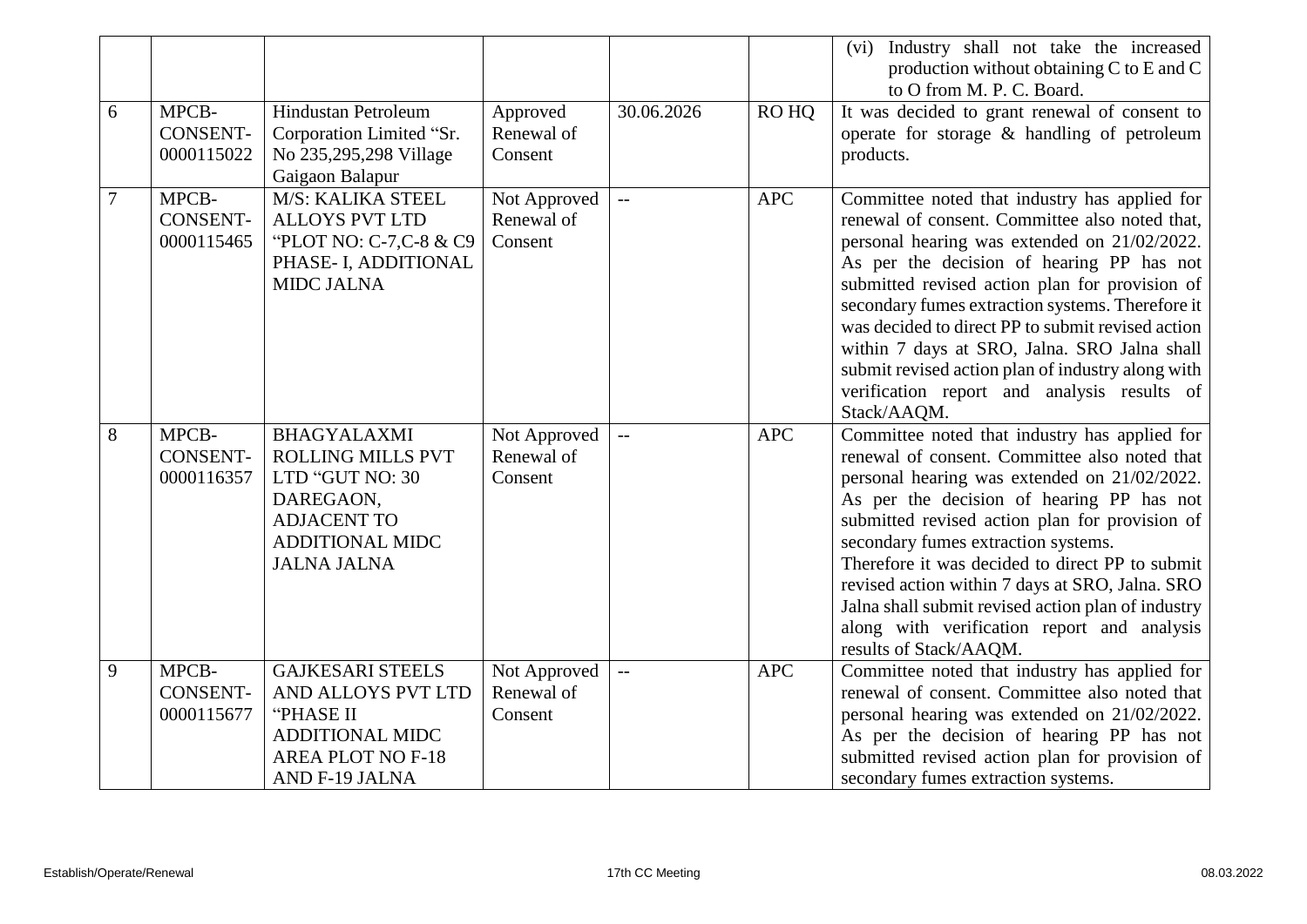|  |  |  |  |  |  | (vi) Industry shall not take the increased production without obtaining C to E and C to O from M. P. C. Board. |
|---|---|---|---|---|---|---|
| 6 | MPCB-CONSENT-0000115022 | Hindustan Petroleum Corporation Limited “Sr. No 235,295,298 Village Gaigaon Balapur | Approved Renewal of Consent | 30.06.2026 | RO HQ | It was decided to grant renewal of consent to operate for storage & handling of petroleum products. |
| 7 | MPCB-CONSENT-0000115465 | M/S: KALIKA STEEL ALLOYS PVT LTD “PLOT NO: C-7,C-8 & C9 PHASE- I, ADDITIONAL MIDC JALNA | Not Approved Renewal of Consent | -- | APC | Committee noted that industry has applied for renewal of consent. Committee also noted that, personal hearing was extended on 21/02/2022. As per the decision of hearing PP has not submitted revised action plan for provision of secondary fumes extraction systems. Therefore it was decided to direct PP to submit revised action within 7 days at SRO, Jalna. SRO Jalna shall submit revised action plan of industry along with verification report and analysis results of Stack/AAQM. |
| 8 | MPCB-CONSENT-0000116357 | BHAGYALAXMI ROLLING MILLS PVT LTD “GUT NO: 30 DAREGAON, ADJACENT TO ADDITIONAL MIDC JALNA JALNA | Not Approved Renewal of Consent | -- | APC | Committee noted that industry has applied for renewal of consent. Committee also noted that personal hearing was extended on 21/02/2022. As per the decision of hearing PP has not submitted revised action plan for provision of secondary fumes extraction systems. Therefore it was decided to direct PP to submit revised action within 7 days at SRO, Jalna. SRO Jalna shall submit revised action plan of industry along with verification report and analysis results of Stack/AAQM. |
| 9 | MPCB-CONSENT-0000115677 | GAJKESARI STEELS AND ALLOYS PVT LTD “PHASE II ADDITIONAL MIDC AREA PLOT NO F-18 AND F-19 JALNA | Not Approved Renewal of Consent | -- | APC | Committee noted that industry has applied for renewal of consent. Committee also noted that personal hearing was extended on 21/02/2022. As per the decision of hearing PP has not submitted revised action plan for provision of secondary fumes extraction systems. |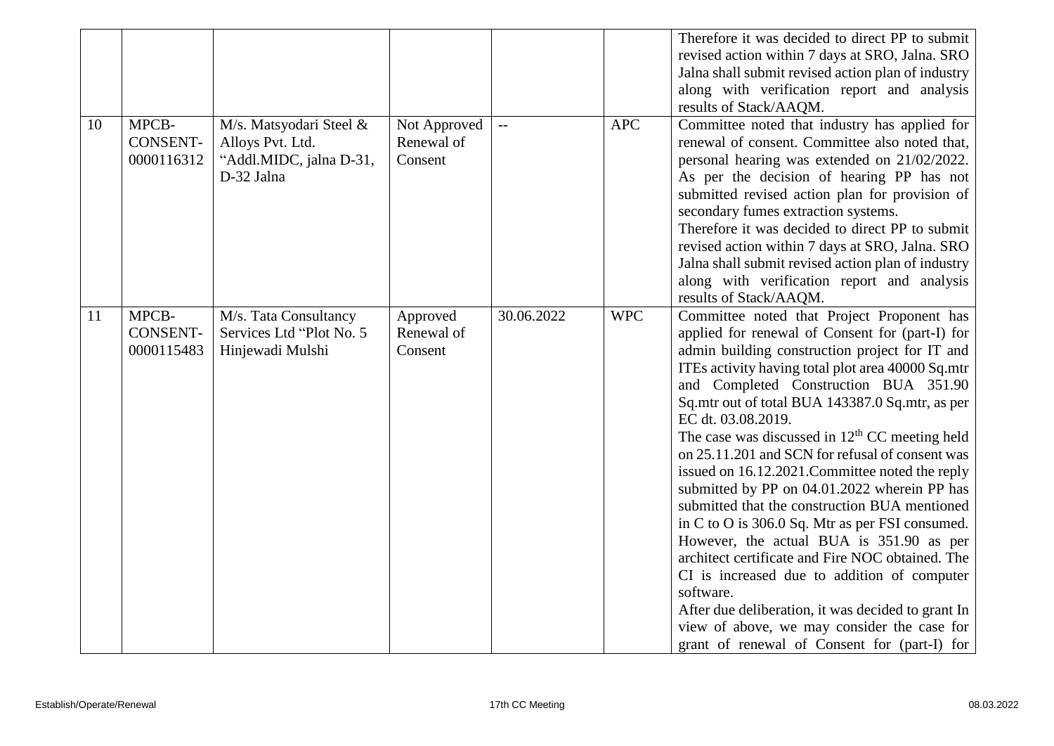|  |  |  |  |  |  | Therefore it was decided to direct PP to submit revised action within 7 days at SRO, Jalna. SRO Jalna shall submit revised action plan of industry along with verification report and analysis results of Stack/AAQM. |
|---|---|---|---|---|---|---|
| 10 | MPCB-CONSENT-0000116312 | M/s. Matsyodari Steel & Alloys Pvt. Ltd. "Addl.MIDC, jalna D-31, D-32 Jalna | Not Approved Renewal of Consent | -- | APC | Committee noted that industry has applied for renewal of consent. Committee also noted that, personal hearing was extended on 21/02/2022. As per the decision of hearing PP has not submitted revised action plan for provision of secondary fumes extraction systems. Therefore it was decided to direct PP to submit revised action within 7 days at SRO, Jalna. SRO Jalna shall submit revised action plan of industry along with verification report and analysis results of Stack/AAQM. |
| 11 | MPCB-CONSENT-0000115483 | M/s. Tata Consultancy Services Ltd "Plot No. 5 Hinjewadi Mulshi | Approved Renewal of Consent | 30.06.2022 | WPC | Committee noted that Project Proponent has applied for renewal of Consent for (part-I) for admin building construction project for IT and ITEs activity having total plot area 40000 Sq.mtr and Completed Construction BUA 351.90 Sq.mtr out of total BUA 143387.0 Sq.mtr, as per EC dt. 03.08.2019. The case was discussed in 12th CC meeting held on 25.11.201 and SCN for refusal of consent was issued on 16.12.2021.Committee noted the reply submitted by PP on 04.01.2022 wherein PP has submitted that the construction BUA mentioned in C to O is 306.0 Sq. Mtr as per FSI consumed. However, the actual BUA is 351.90 as per architect certificate and Fire NOC obtained. The CI is increased due to addition of computer software. After due deliberation, it was decided to grant In view of above, we may consider the case for grant of renewal of Consent for (part-I) for |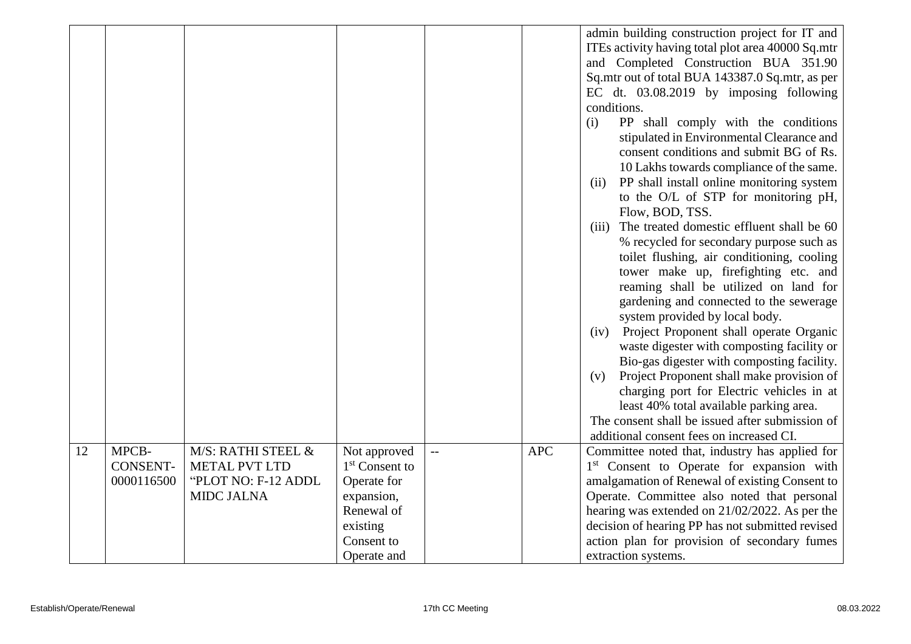| | | | | | | |
|---|---|---|---|---|---|---|
| | | | | | | admin building construction project for IT and ITEs activity having total plot area 40000 Sq.mtr and Completed Construction BUA 351.90 Sq.mtr out of total BUA 143387.0 Sq.mtr, as per EC dt. 03.08.2019 by imposing following conditions.<br>(i) PP shall comply with the conditions stipulated in Environmental Clearance and consent conditions and submit BG of Rs. 10 Lakhs towards compliance of the same.<br>(ii) PP shall install online monitoring system to the O/L of STP for monitoring pH, Flow, BOD, TSS.<br>(iii) The treated domestic effluent shall be 60 % recycled for secondary purpose such as toilet flushing, air conditioning, cooling tower make up, firefighting etc. and reaming shall be utilized on land for gardening and connected to the sewerage system provided by local body.<br>(iv) Project Proponent shall operate Organic waste digester with composting facility or Bio-gas digester with composting facility.<br>(v) Project Proponent shall make provision of charging port for Electric vehicles in at least 40% total available parking area.<br>The consent shall be issued after submission of additional consent fees on increased CI. |
| 12 | MPCB-CONSENT-0000116500 | M/S: RATHI STEEL & METAL PVT LTD "PLOT NO: F-12 ADDL MIDC JALNA | Not approved 1st Consent to Operate for expansion, Renewal of existing Consent to Operate and | -- | APC | Committee noted that, industry has applied for 1st Consent to Operate for expansion with amalgamation of Renewal of existing Consent to Operate. Committee also noted that personal hearing was extended on 21/02/2022. As per the decision of hearing PP has not submitted revised action plan for provision of secondary fumes extraction systems. |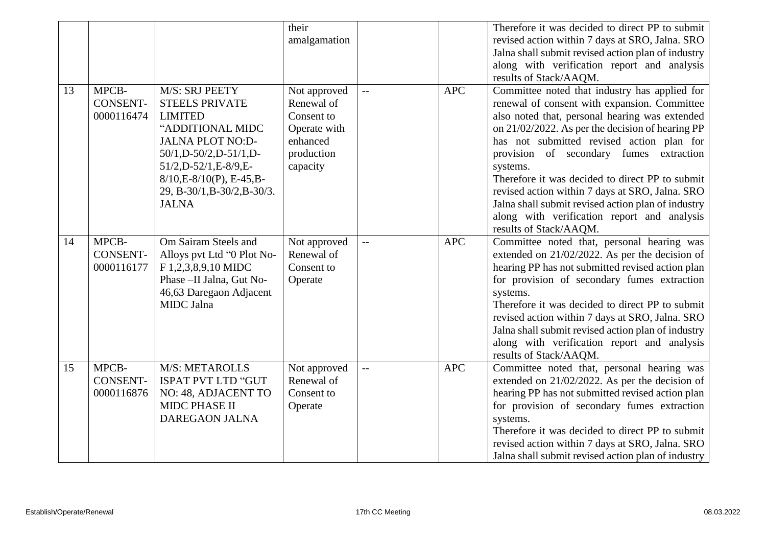| | | | their amalgamation | | | Therefore it was decided to direct PP to submit revised action within 7 days at SRO, Jalna. SRO Jalna shall submit revised action plan of industry along with verification report and analysis results of Stack/AAQM. |
|---|---|---|---|---|---|---|
| 13 | MPCB-CONSENT-0000116474 | M/S: SRJ PEETY STEELS PRIVATE LIMITED "ADDITIONAL MIDC JALNA PLOT NO:D-50/1,D-50/2,D-51/1,D-51/2,D-52/1,E-8/9,E-8/10,E-8/10(P), E-45,B-29, B-30/1,B-30/2,B-30/3. JALNA | Not approved Renewal of Consent to Operate with enhanced production capacity | -- | APC | Committee noted that industry has applied for renewal of consent with expansion. Committee also noted that, personal hearing was extended on 21/02/2022. As per the decision of hearing PP has not submitted revised action plan for provision of secondary fumes extraction systems.<br>Therefore it was decided to direct PP to submit revised action within 7 days at SRO, Jalna. SRO Jalna shall submit revised action plan of industry along with verification report and analysis results of Stack/AAQM. |
| 14 | MPCB-CONSENT-0000116177 | Om Sairam Steels and Alloys pvt Ltd "0 Plot No-F 1,2,3,8,9,10 MIDC Phase –II Jalna, Gut No-46,63 Daregaon Adjacent MIDC Jalna | Not approved Renewal of Consent to Operate | -- | APC | Committee noted that, personal hearing was extended on 21/02/2022. As per the decision of hearing PP has not submitted revised action plan for provision of secondary fumes extraction systems.<br>Therefore it was decided to direct PP to submit revised action within 7 days at SRO, Jalna. SRO Jalna shall submit revised action plan of industry along with verification report and analysis results of Stack/AAQM. |
| 15 | MPCB-CONSENT-0000116876 | M/S: METAROLLS ISPAT PVT LTD "GUT NO: 48, ADJACENT TO MIDC PHASE II DAREGAON JALNA | Not approved Renewal of Consent to Operate | -- | APC | Committee noted that, personal hearing was extended on 21/02/2022. As per the decision of hearing PP has not submitted revised action plan for provision of secondary fumes extraction systems.<br>Therefore it was decided to direct PP to submit revised action within 7 days at SRO, Jalna. SRO Jalna shall submit revised action plan of industry |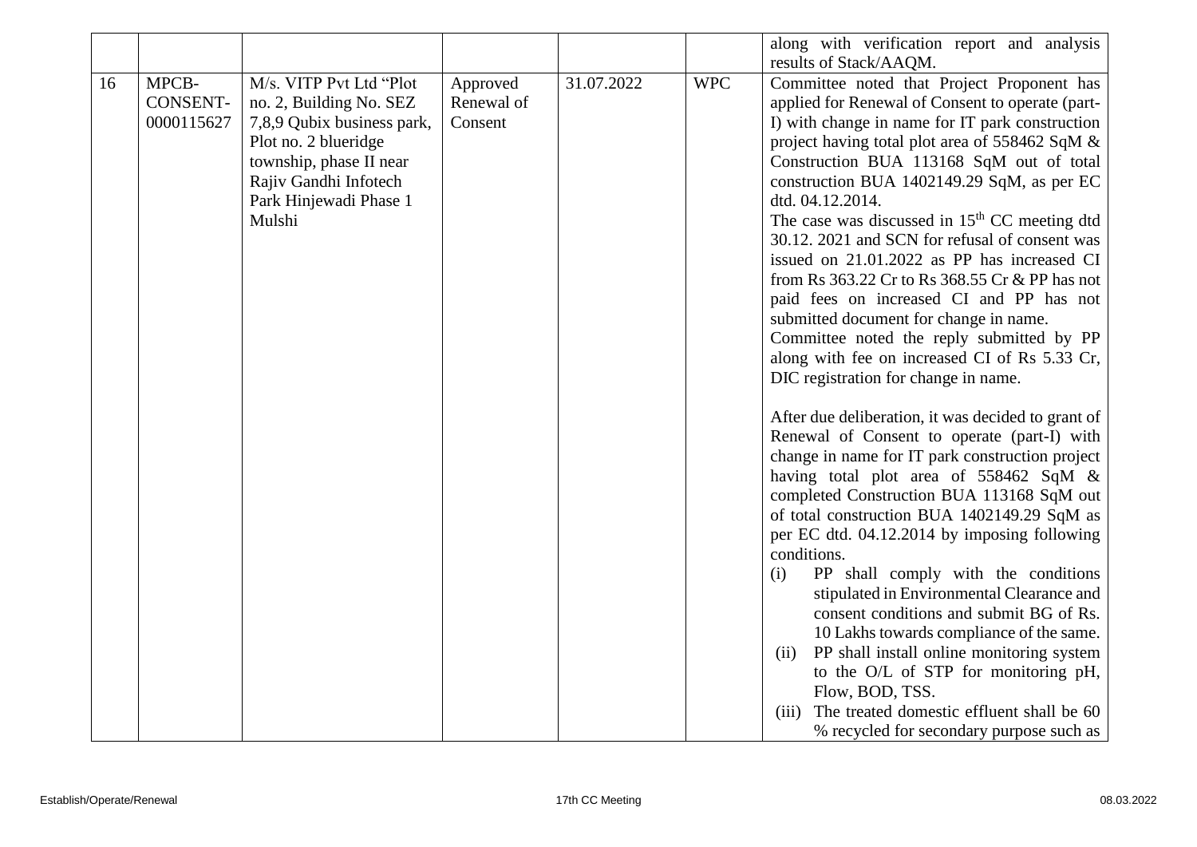| | | | | | | |
|---|---|---|---|---|---|---|
| | | | | | | along with verification report and analysis results of Stack/AAQM. |
| 16 | MPCB-CONSENT-0000115627 | M/s. VITP Pvt Ltd "Plot no. 2, Building No. SEZ 7,8,9 Qubix business park, Plot no. 2 blueridge township, phase II near Rajiv Gandhi Infotech Park Hinjewadi Phase 1 Mulshi | Approved Renewal of Consent | 31.07.2022 | WPC | Committee noted that Project Proponent has applied for Renewal of Consent to operate (part-I) with change in name for IT park construction project having total plot area of 558462 SqM & Construction BUA 113168 SqM out of total construction BUA 1402149.29 SqM, as per EC dtd. 04.12.2014.<br>The case was discussed in 15th CC meeting dtd 30.12. 2021 and SCN for refusal of consent was issued on 21.01.2022 as PP has increased CI from Rs 363.22 Cr to Rs 368.55 Cr & PP has not paid fees on increased CI and PP has not submitted document for change in name.<br>Committee noted the reply submitted by PP along with fee on increased CI of Rs 5.33 Cr, DIC registration for change in name.<br><br>After due deliberation, it was decided to grant of Renewal of Consent to operate (part-I) with change in name for IT park construction project having total plot area of 558462 SqM & completed Construction BUA 113168 SqM out of total construction BUA 1402149.29 SqM as per EC dtd. 04.12.2014 by imposing following conditions.<br>(i) PP shall comply with the conditions stipulated in Environmental Clearance and consent conditions and submit BG of Rs. 10 Lakhs towards compliance of the same.<br>(ii) PP shall install online monitoring system to the O/L of STP for monitoring pH, Flow, BOD, TSS.<br>(iii) The treated domestic effluent shall be 60 % recycled for secondary purpose such as |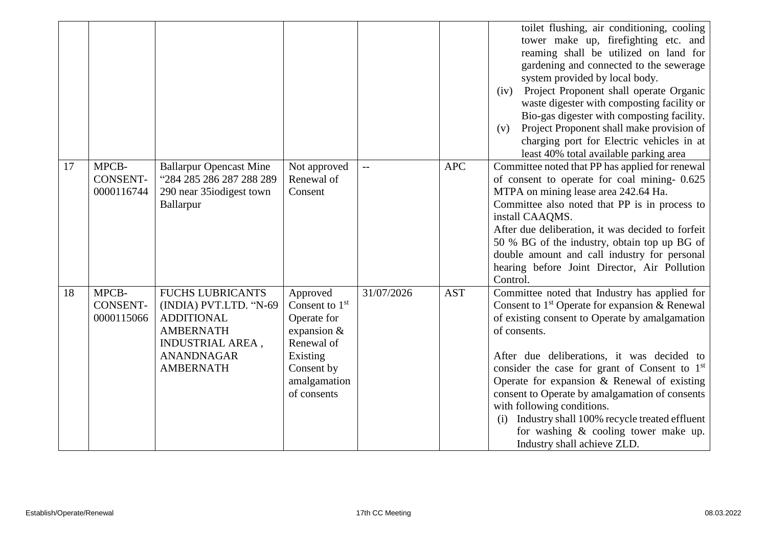| | | | | | | |
|---|---|---|---|---|---|---|
| | | | | | | toilet flushing, air conditioning, cooling tower make up, firefighting etc. and reaming shall be utilized on land for gardening and connected to the sewerage system provided by local body.<br>(iv) Project Proponent shall operate Organic waste digester with composting facility or Bio-gas digester with composting facility.<br>(v) Project Proponent shall make provision of charging port for Electric vehicles in at least 40% total available parking area |
| 17 | MPCB-CONSENT-0000116744 | Ballarpur Opencast Mine "284 285 286 287 288 289 290 near 35iodigest town Ballarpur | Not approved Renewal of Consent | -- | APC | Committee noted that PP has applied for renewal of consent to operate for coal mining- 0.625 MTPA on mining lease area 242.64 Ha.<br>Committee also noted that PP is in process to install CAAQMS.<br>After due deliberation, it was decided to forfeit 50 % BG of the industry, obtain top up BG of double amount and call industry for personal hearing before Joint Director, Air Pollution Control. |
| 18 | MPCB-CONSENT-0000115066 | FUCHS LUBRICANTS (INDIA) PVT.LTD. "N-69 ADDITIONAL AMBERNATH INDUSTRIAL AREA , ANANDNAGAR AMBERNATH | Approved Consent to 1st Operate for expansion & Renewal of Existing Consent by amalgamation of consents | 31/07/2026 | AST | Committee noted that Industry has applied for Consent to 1st Operate for expansion & Renewal of existing consent to Operate by amalgamation of consents.<br><br>After due deliberations, it was decided to consider the case for grant of Consent to 1st Operate for expansion & Renewal of existing consent to Operate by amalgamation of consents with following conditions.<br>(i) Industry shall 100% recycle treated effluent for washing & cooling tower make up. Industry shall achieve ZLD. |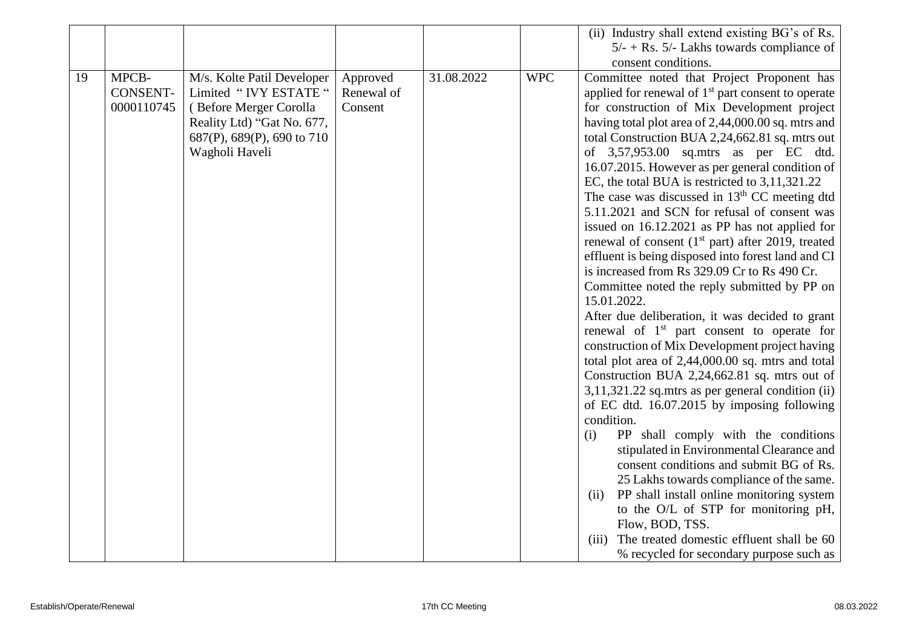| | | | | | | |
|---|---|---|---|---|---|---|
| | | | | | | (ii) Industry shall extend existing BG's of Rs. 5/- + Rs. 5/- Lakhs towards compliance of consent conditions. |
| 19 | MPCB-CONSENT-0000110745 | M/s. Kolte Patil Developer Limited " IVY ESTATE " ( Before Merger Corolla Reality Ltd) "Gat No. 677, 687(P), 689(P), 690 to 710 Wagholi Haveli | Approved Renewal of Consent | 31.08.2022 | WPC | Committee noted that Project Proponent has applied for renewal of 1st part consent to operate for construction of Mix Development project having total plot area of 2,44,000.00 sq. mtrs and total Construction BUA 2,24,662.81 sq. mtrs out of 3,57,953.00 sq.mtrs as per EC dtd. 16.07.2015. However as per general condition of EC, the total BUA is restricted to 3,11,321.22<br>The case was discussed in 13th CC meeting dtd 5.11.2021 and SCN for refusal of consent was issued on 16.12.2021 as PP has not applied for renewal of consent (1st part) after 2019, treated effluent is being disposed into forest land and CI is increased from Rs 329.09 Cr to Rs 490 Cr.<br>Committee noted the reply submitted by PP on 15.01.2022.<br>After due deliberation, it was decided to grant renewal of 1st part consent to operate for construction of Mix Development project having total plot area of 2,44,000.00 sq. mtrs and total Construction BUA 2,24,662.81 sq. mtrs out of 3,11,321.22 sq.mtrs as per general condition (ii) of EC dtd. 16.07.2015 by imposing following condition.<br>(i) PP shall comply with the conditions stipulated in Environmental Clearance and consent conditions and submit BG of Rs. 25 Lakhs towards compliance of the same.<br>(ii) PP shall install online monitoring system to the O/L of STP for monitoring pH, Flow, BOD, TSS.<br>(iii) The treated domestic effluent shall be 60 % recycled for secondary purpose such as |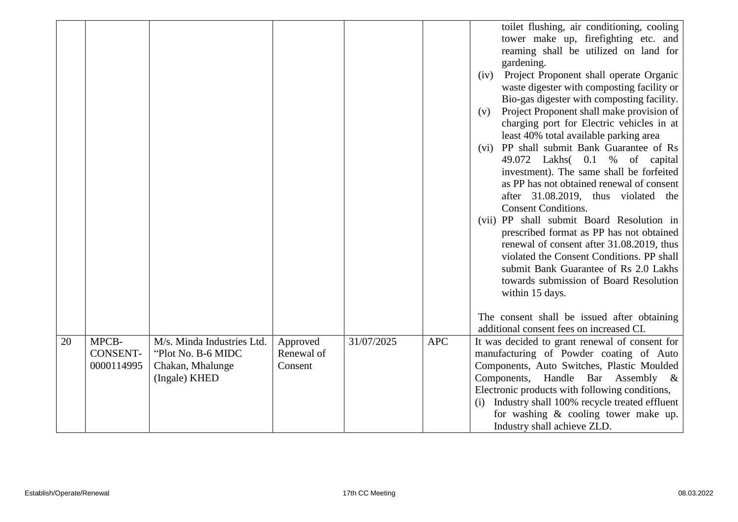| | | | | | | |
|---|---|---|---|---|---|---|
| | | | | | | toilet flushing, air conditioning, cooling tower make up, firefighting etc. and reaming shall be utilized on land for gardening.<br>(iv) Project Proponent shall operate Organic waste digester with composting facility or Bio-gas digester with composting facility.<br>(v) Project Proponent shall make provision of charging port for Electric vehicles in at least 40% total available parking area<br>(vi) PP shall submit Bank Guarantee of Rs 49.072 Lakhs( 0.1 % of capital investment). The same shall be forfeited as PP has not obtained renewal of consent after 31.08.2019, thus violated the Consent Conditions.<br>(vii) PP shall submit Board Resolution in prescribed format as PP has not obtained renewal of consent after 31.08.2019, thus violated the Consent Conditions. PP shall submit Bank Guarantee of Rs 2.0 Lakhs towards submission of Board Resolution within 15 days.<br><br>The consent shall be issued after obtaining additional consent fees on increased CI. |
| 20 | MPCB-CONSENT-0000114995 | M/s. Minda Industries Ltd. "Plot No. B-6 MIDC Chakan, Mhalunge (Ingale) KHED | Approved Renewal of Consent | 31/07/2025 | APC | It was decided to grant renewal of consent for manufacturing of Powder coating of Auto Components, Auto Switches, Plastic Moulded Components, Handle Bar Assembly & Electronic products with following conditions,<br>(i) Industry shall 100% recycle treated effluent for washing & cooling tower make up. Industry shall achieve ZLD. |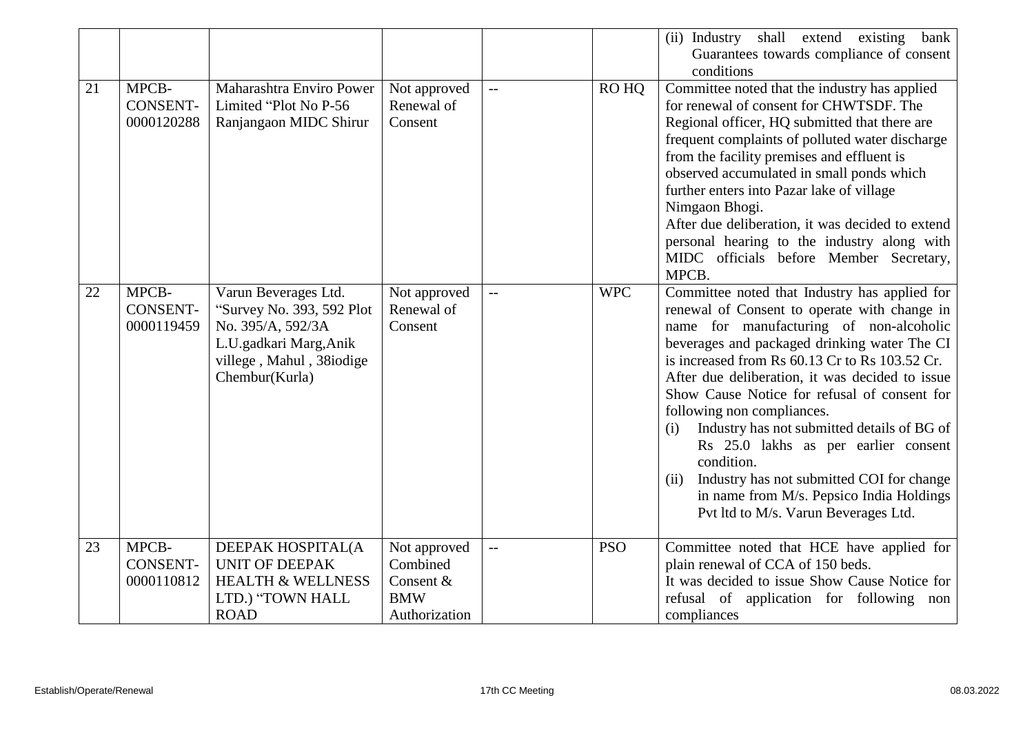| | | | | | | (ii) Industry shall extend existing bank Guarantees towards compliance of consent conditions |
|---|---|---|---|---|---|---|
| 21 | MPCB-CONSENT-0000120288 | Maharashtra Enviro Power Limited "Plot No P-56 Ranjangaon MIDC Shirur | Not approved Renewal of Consent | -- | RO HQ | Committee noted that the industry has applied for renewal of consent for CHWTSDF. The Regional officer, HQ submitted that there are frequent complaints of polluted water discharge from the facility premises and effluent is observed accumulated in small ponds which further enters into Pazar lake of village Nimgaon Bhogi.<br>After due deliberation, it was decided to extend personal hearing to the industry along with MIDC officials before Member Secretary, MPCB. |
| 22 | MPCB-CONSENT-0000119459 | Varun Beverages Ltd. "Survey No. 393, 592 Plot No. 395/A, 592/3A L.U.gadkari Marg,Anik villege , Mahul , 38iodige Chembur(Kurla) | Not approved Renewal of Consent | -- | WPC | Committee noted that Industry has applied for renewal of Consent to operate with change in name for manufacturing of non-alcoholic beverages and packaged drinking water The CI is increased from Rs 60.13 Cr to Rs 103.52 Cr.<br>After due deliberation, it was decided to issue Show Cause Notice for refusal of consent for following non compliances.<br>(i) Industry has not submitted details of BG of Rs 25.0 lakhs as per earlier consent condition.<br>(ii) Industry has not submitted COI for change in name from M/s. Pepsico India Holdings Pvt ltd to M/s. Varun Beverages Ltd. |
| 23 | MPCB-CONSENT-0000110812 | DEEPAK HOSPITAL(A UNIT OF DEEPAK HEALTH & WELLNESS LTD.) "TOWN HALL ROAD | Not approved Combined Consent & BMW Authorization | -- | PSO | Committee noted that HCE have applied for plain renewal of CCA of 150 beds.<br>It was decided to issue Show Cause Notice for refusal of application for following non compliances |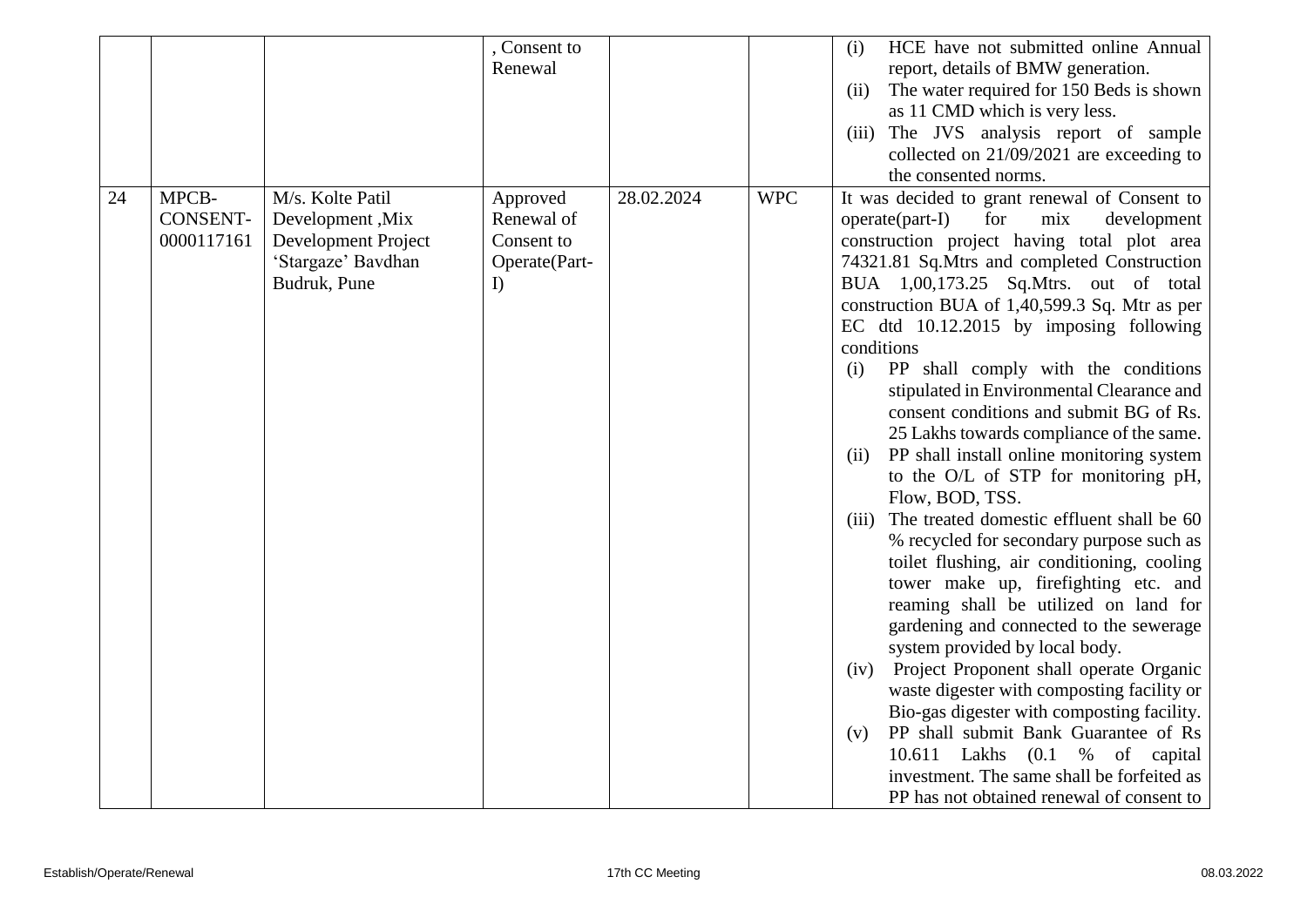| | | | , Consent to Renewal | | | (i) HCE have not submitted online Annual report, details of BMW generation.<br>(ii) The water required for 150 Beds is shown as 11 CMD which is very less.<br>(iii) The JVS analysis report of sample collected on 21/09/2021 are exceeding to the consented norms. |
|---|---|---|---|---|---|---|
| 24 | MPCB-CONSENT-0000117161 | M/s. Kolte Patil Development ,Mix Development Project 'Stargaze' Bavdhan Budruk, Pune | Approved Renewal of Consent to Operate(Part-I) | 28.02.2024 | WPC | It was decided to grant renewal of Consent to operate(part-I) for mix development construction project having total plot area 74321.81 Sq.Mtrs and completed Construction BUA 1,00,173.25 Sq.Mtrs. out of total construction BUA of 1,40,599.3 Sq. Mtr as per EC dtd 10.12.2015 by imposing following conditions<br>(i) PP shall comply with the conditions stipulated in Environmental Clearance and consent conditions and submit BG of Rs. 25 Lakhs towards compliance of the same.<br>(ii) PP shall install online monitoring system to the O/L of STP for monitoring pH, Flow, BOD, TSS.<br>(iii) The treated domestic effluent shall be 60 % recycled for secondary purpose such as toilet flushing, air conditioning, cooling tower make up, firefighting etc. and reaming shall be utilized on land for gardening and connected to the sewerage system provided by local body.<br>(iv) Project Proponent shall operate Organic waste digester with composting facility or Bio-gas digester with composting facility.<br>(v) PP shall submit Bank Guarantee of Rs 10.611 Lakhs (0.1 % of capital investment. The same shall be forfeited as PP has not obtained renewal of consent to |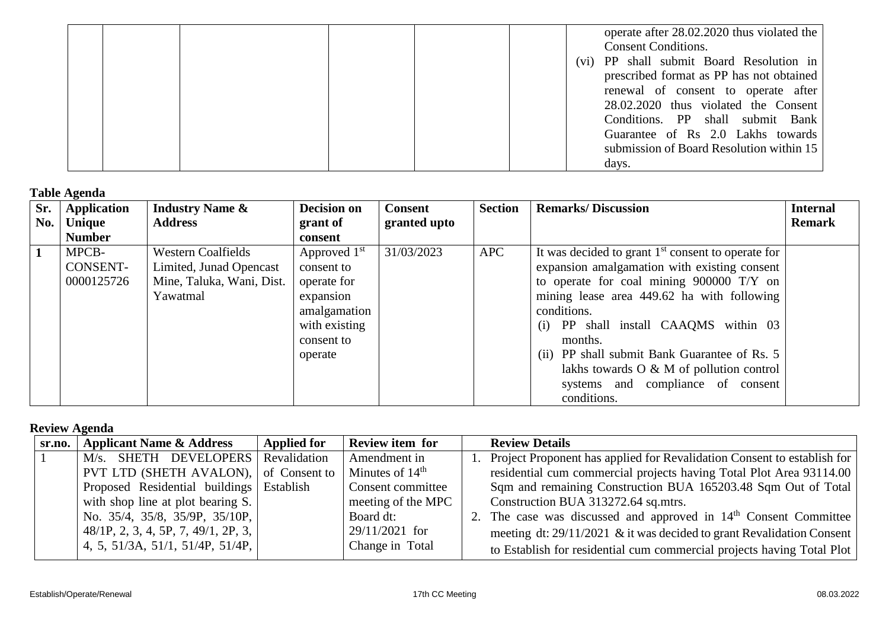| | | | | | | |
|---|---|---|---|---|---|---|
| | | | | | | operate after 28.02.2020 thus violated the Consent Conditions.<br>(vi) PP shall submit Board Resolution in prescribed format as PP has not obtained renewal of consent to operate after 28.02.2020 thus violated the Consent Conditions. PP shall submit Bank Guarantee of Rs 2.0 Lakhs towards submission of Board Resolution within 15 days. |

**Table Agenda**

| Sr. No. | Application Unique Number | Industry Name & Address | Decision on grant of consent | Consent granted upto | Section | Remarks/ Discussion | Internal Remark |
|---|---|---|---|---|---|---|---|
| 1 | MPCB-CONSENT-0000125726 | Western Coalfields Limited, Junad Opencast Mine, Taluka, Wani, Dist. Yawatmal | Approved 1st consent to operate for expansion amalgamation with existing consent to operate | 31/03/2023 | APC | It was decided to grant 1st consent to operate for expansion amalgamation with existing consent to operate for coal mining 900000 T/Y on mining lease area 449.62 ha with following conditions.<br>(i) PP shall install CAAQMS within 03 months.<br>(ii) PP shall submit Bank Guarantee of Rs. 5 lakhs towards O & M of pollution control systems and compliance of consent conditions. | |

**Review Agenda**

| sr.no. | Applicant Name & Address | Applied for | Review item for | Review Details |
|---|---|---|---|---|
| 1 | M/s. SHETH DEVELOPERS PVT LTD (SHETH AVALON), Proposed Residential buildings with shop line at plot bearing S. No. 35/4, 35/8, 35/9P, 35/10P, 48/1P, 2, 3, 4, 5P, 7, 49/1, 2P, 3, 4, 5, 51/3A, 51/1, 51/4P, 51/4P, | Revalidation of Consent to Establish | Amendment in Minutes of 14th Consent committee meeting of the MPC Board dt: 29/11/2021 for Change in Total | 1. Project Proponent has applied for Revalidation Consent to establish for residential cum commercial projects having Total Plot Area 93114.00 Sqm and remaining Construction BUA 165203.48 Sqm Out of Total Construction BUA 313272.64 sq.mtrs.<br>2. The case was discussed and approved in 14th Consent Committee meeting dt: 29/11/2021 & it was decided to grant Revalidation Consent to Establish for residential cum commercial projects having Total Plot |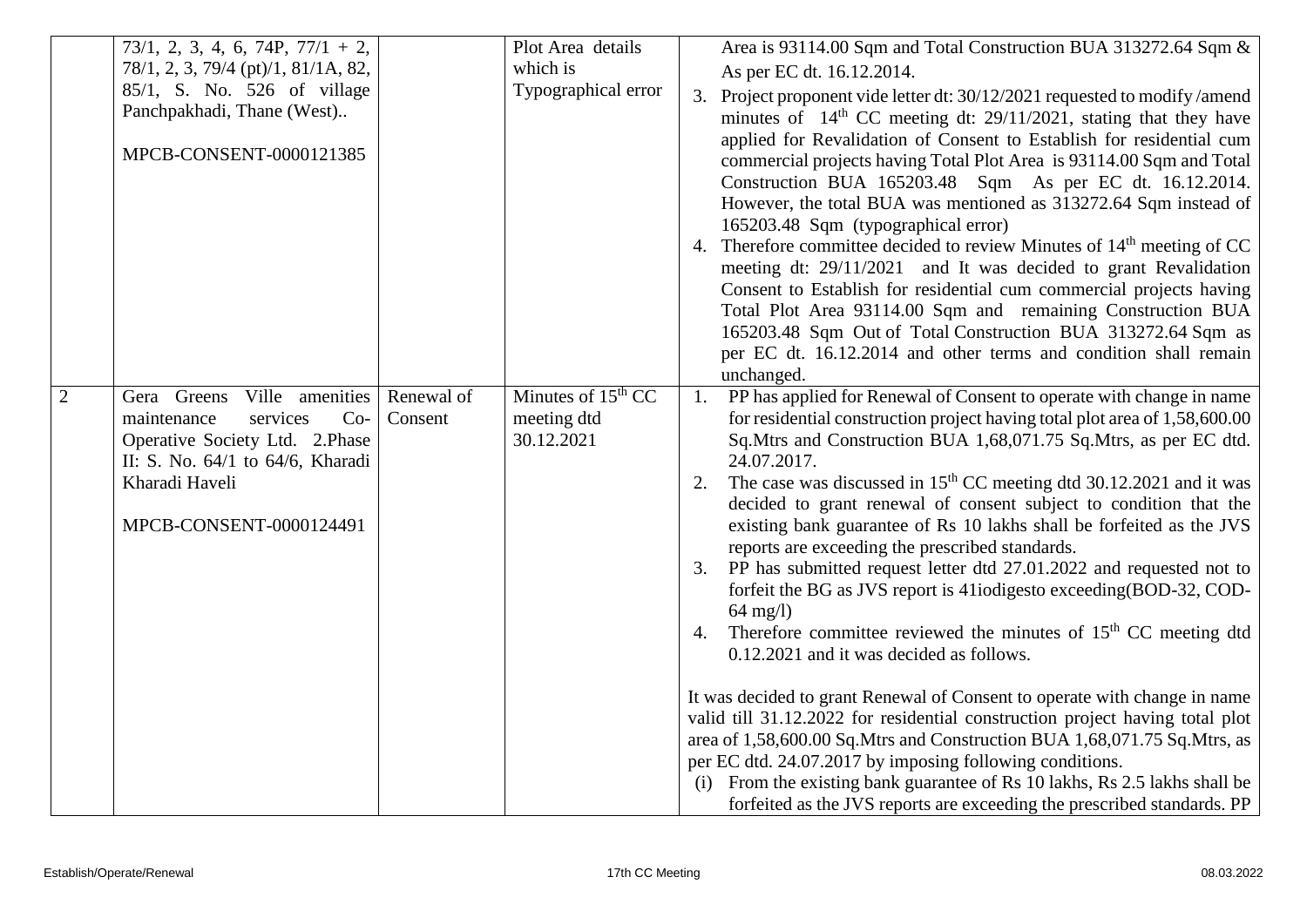| | | | | |
|---|---|---|---|---|
| | 73/1, 2, 3, 4, 6, 74P, 77/1 + 2, 78/1, 2, 3, 79/4 (pt)/1, 81/1A, 82, 85/1, S. No. 526 of village Panchpakhadi, Thane (West)..<br><br>MPCB-CONSENT-0000121385 | | Plot Area details which is Typographical error | Area is 93114.00 Sqm and Total Construction BUA 313272.64 Sqm & As per EC dt. 16.12.2014.<br>3. Project proponent vide letter dt: 30/12/2021 requested to modify /amend minutes of 14th CC meeting dt: 29/11/2021, stating that they have applied for Revalidation of Consent to Establish for residential cum commercial projects having Total Plot Area is 93114.00 Sqm and Total Construction BUA 165203.48 Sqm As per EC dt. 16.12.2014. However, the total BUA was mentioned as 313272.64 Sqm instead of 165203.48 Sqm (typographical error)<br>4. Therefore committee decided to review Minutes of 14th meeting of CC meeting dt: 29/11/2021 and It was decided to grant Revalidation Consent to Establish for residential cum commercial projects having Total Plot Area 93114.00 Sqm and remaining Construction BUA 165203.48 Sqm Out of Total Construction BUA 313272.64 Sqm as per EC dt. 16.12.2014 and other terms and condition shall remain unchanged. |
| 2 | Gera Greens Ville amenities maintenance services Co-Operative Society Ltd. 2.Phase II: S. No. 64/1 to 64/6, Kharadi Kharadi Haveli<br><br>MPCB-CONSENT-0000124491 | Renewal of Consent | Minutes of 15th CC meeting dtd 30.12.2021 | 1. PP has applied for Renewal of Consent to operate with change in name for residential construction project having total plot area of 1,58,600.00 Sq.Mtrs and Construction BUA 1,68,071.75 Sq.Mtrs, as per EC dtd. 24.07.2017.<br>2. The case was discussed in 15th CC meeting dtd 30.12.2021 and it was decided to grant renewal of consent subject to condition that the existing bank guarantee of Rs 10 lakhs shall be forfeited as the JVS reports are exceeding the prescribed standards.<br>3. PP has submitted request letter dtd 27.01.2022 and requested not to forfeit the BG as JVS report is 41iodigesto exceeding(BOD-32, COD-64 mg/l)<br>4. Therefore committee reviewed the minutes of 15th CC meeting dtd 0.12.2021 and it was decided as follows.<br><br>It was decided to grant Renewal of Consent to operate with change in name valid till 31.12.2022 for residential construction project having total plot area of 1,58,600.00 Sq.Mtrs and Construction BUA 1,68,071.75 Sq.Mtrs, as per EC dtd. 24.07.2017 by imposing following conditions.<br>(i) From the existing bank guarantee of Rs 10 lakhs, Rs 2.5 lakhs shall be forfeited as the JVS reports are exceeding the prescribed standards. PP |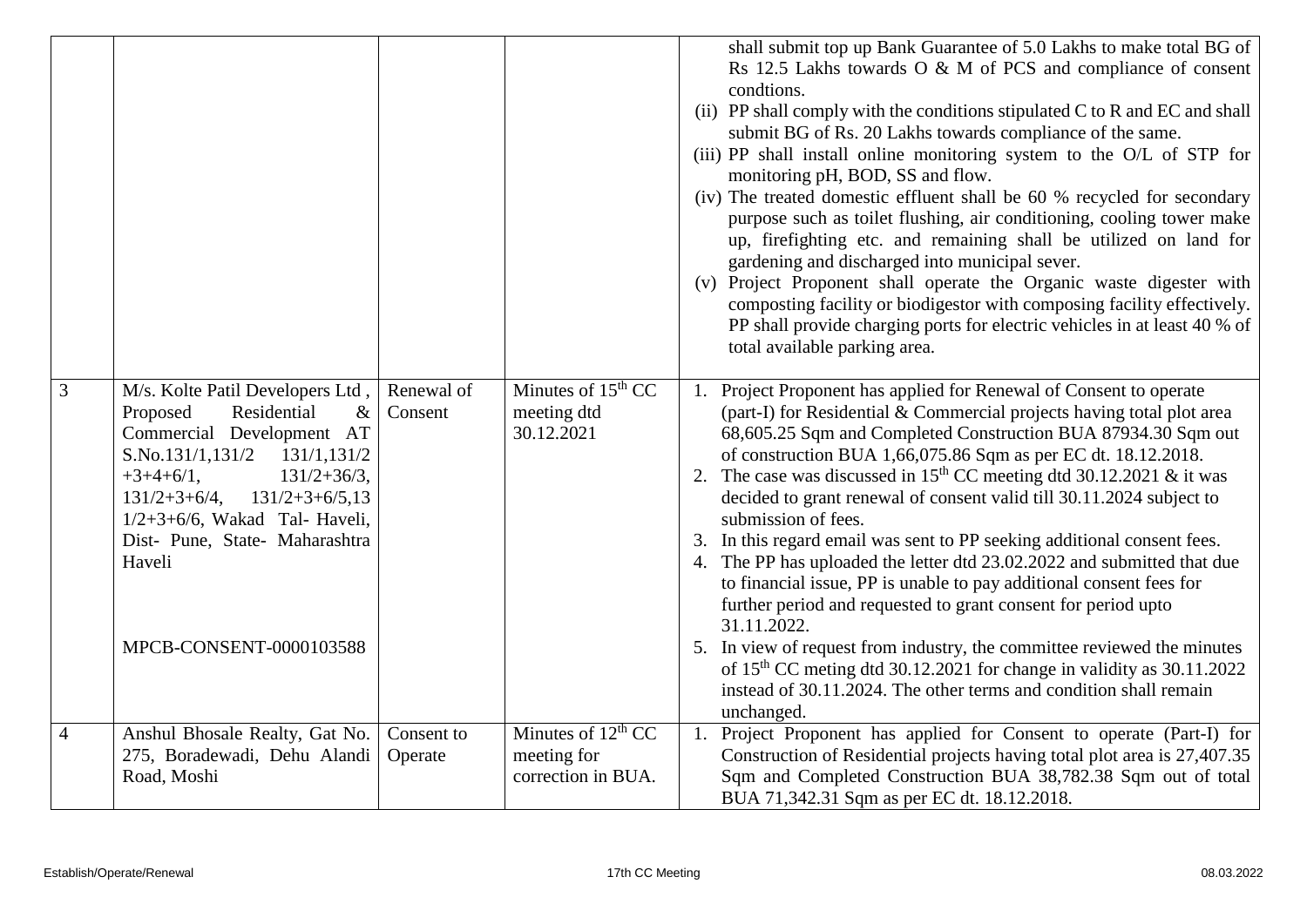| | | | | |
|---|---|---|---|---|
| | | | | shall submit top up Bank Guarantee of 5.0 Lakhs to make total BG of Rs 12.5 Lakhs towards O & M of PCS and compliance of consent condtions.<br>(ii) PP shall comply with the conditions stipulated C to R and EC and shall submit BG of Rs. 20 Lakhs towards compliance of the same.<br>(iii) PP shall install online monitoring system to the O/L of STP for monitoring pH, BOD, SS and flow.<br>(iv) The treated domestic effluent shall be 60 % recycled for secondary purpose such as toilet flushing, air conditioning, cooling tower make up, firefighting etc. and remaining shall be utilized on land for gardening and discharged into municipal sever.<br>(v) Project Proponent shall operate the Organic waste digester with composting facility or biodigestor with composing facility effectively. PP shall provide charging ports for electric vehicles in at least 40 % of total available parking area. |
| 3 | M/s. Kolte Patil Developers Ltd , Proposed Residential & Commercial Development AT S.No.131/1,131/2 131/1,131/2 +3+4+6/1, 131/2+36/3, 131/2+3+6/4, 131/2+3+6/5,13 1/2+3+6/6, Wakad Tal- Haveli, Dist- Pune, State- Maharashtra Haveli<br><br>MPCB-CONSENT-0000103588 | Renewal of Consent | Minutes of 15th CC meeting dtd 30.12.2021 | 1. Project Proponent has applied for Renewal of Consent to operate (part-I) for Residential & Commercial projects having total plot area 68,605.25 Sqm and Completed Construction BUA 87934.30 Sqm out of construction BUA 1,66,075.86 Sqm as per EC dt. 18.12.2018.<br>2. The case was discussed in 15th CC meeting dtd 30.12.2021 & it was decided to grant renewal of consent valid till 30.11.2024 subject to submission of fees.<br>3. In this regard email was sent to PP seeking additional consent fees.<br>4. The PP has uploaded the letter dtd 23.02.2022 and submitted that due to financial issue, PP is unable to pay additional consent fees for further period and requested to grant consent for period upto 31.11.2022.<br>5. In view of request from industry, the committee reviewed the minutes of 15th CC meting dtd 30.12.2021 for change in validity as 30.11.2022 instead of 30.11.2024. The other terms and condition shall remain unchanged. |
| 4 | Anshul Bhosale Realty, Gat No. 275, Boradewadi, Dehu Alandi Road, Moshi | Consent to Operate | Minutes of 12th CC meeting for correction in BUA. | 1. Project Proponent has applied for Consent to operate (Part-I) for Construction of Residential projects having total plot area is 27,407.35 Sqm and Completed Construction BUA 38,782.38 Sqm out of total BUA 71,342.31 Sqm as per EC dt. 18.12.2018. |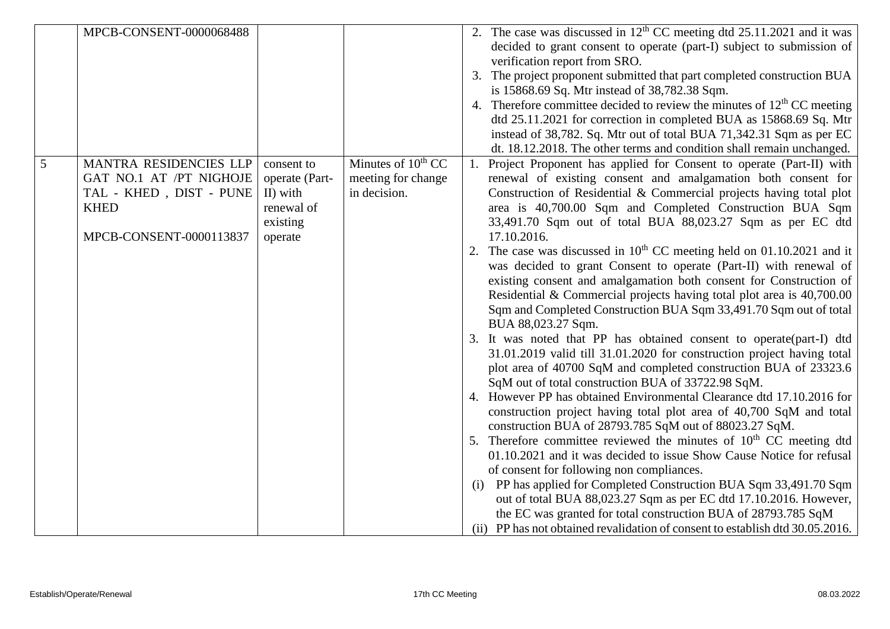| | | | | |
|---|---|---|---|---|
| | MPCB-CONSENT-0000068488 | | | 2. The case was discussed in 12th CC meeting dtd 25.11.2021 and it was decided to grant consent to operate (part-I) subject to submission of verification report from SRO.<br>3. The project proponent submitted that part completed construction BUA is 15868.69 Sq. Mtr instead of 38,782.38 Sqm.<br>4. Therefore committee decided to review the minutes of 12th CC meeting dtd 25.11.2021 for correction in completed BUA as 15868.69 Sq. Mtr instead of 38,782. Sq. Mtr out of total BUA 71,342.31 Sqm as per EC dt. 18.12.2018. The other terms and condition shall remain unchanged. |
| 5 | MANTRA RESIDENCIES LLP GAT NO.1 AT /PT NIGHOJE TAL - KHED , DIST - PUNE KHED<br><br>MPCB-CONSENT-0000113837 | consent to operate (Part-II) with renewal of existing operate | Minutes of 10th CC meeting for change in decision. | 1. Project Proponent has applied for Consent to operate (Part-II) with renewal of existing consent and amalgamation both consent for Construction of Residential & Commercial projects having total plot area is 40,700.00 Sqm and Completed Construction BUA Sqm 33,491.70 Sqm out of total BUA 88,023.27 Sqm as per EC dtd 17.10.2016.<br>2. The case was discussed in 10th CC meeting held on 01.10.2021 and it was decided to grant Consent to operate (Part-II) with renewal of existing consent and amalgamation both consent for Construction of Residential & Commercial projects having total plot area is 40,700.00 Sqm and Completed Construction BUA Sqm 33,491.70 Sqm out of total BUA 88,023.27 Sqm.<br>3. It was noted that PP has obtained consent to operate(part-I) dtd 31.01.2019 valid till 31.01.2020 for construction project having total plot area of 40700 SqM and completed construction BUA of 23323.6 SqM out of total construction BUA of 33722.98 SqM.<br>4. However PP has obtained Environmental Clearance dtd 17.10.2016 for construction project having total plot area of 40,700 SqM and total construction BUA of 28793.785 SqM out of 88023.27 SqM.<br>5. Therefore committee reviewed the minutes of 10th CC meeting dtd 01.10.2021 and it was decided to issue Show Cause Notice for refusal of consent for following non compliances.<br>(i) PP has applied for Completed Construction BUA Sqm 33,491.70 Sqm out of total BUA 88,023.27 Sqm as per EC dtd 17.10.2016. However, the EC was granted for total construction BUA of 28793.785 SqM<br>(ii) PP has not obtained revalidation of consent to establish dtd 30.05.2016. |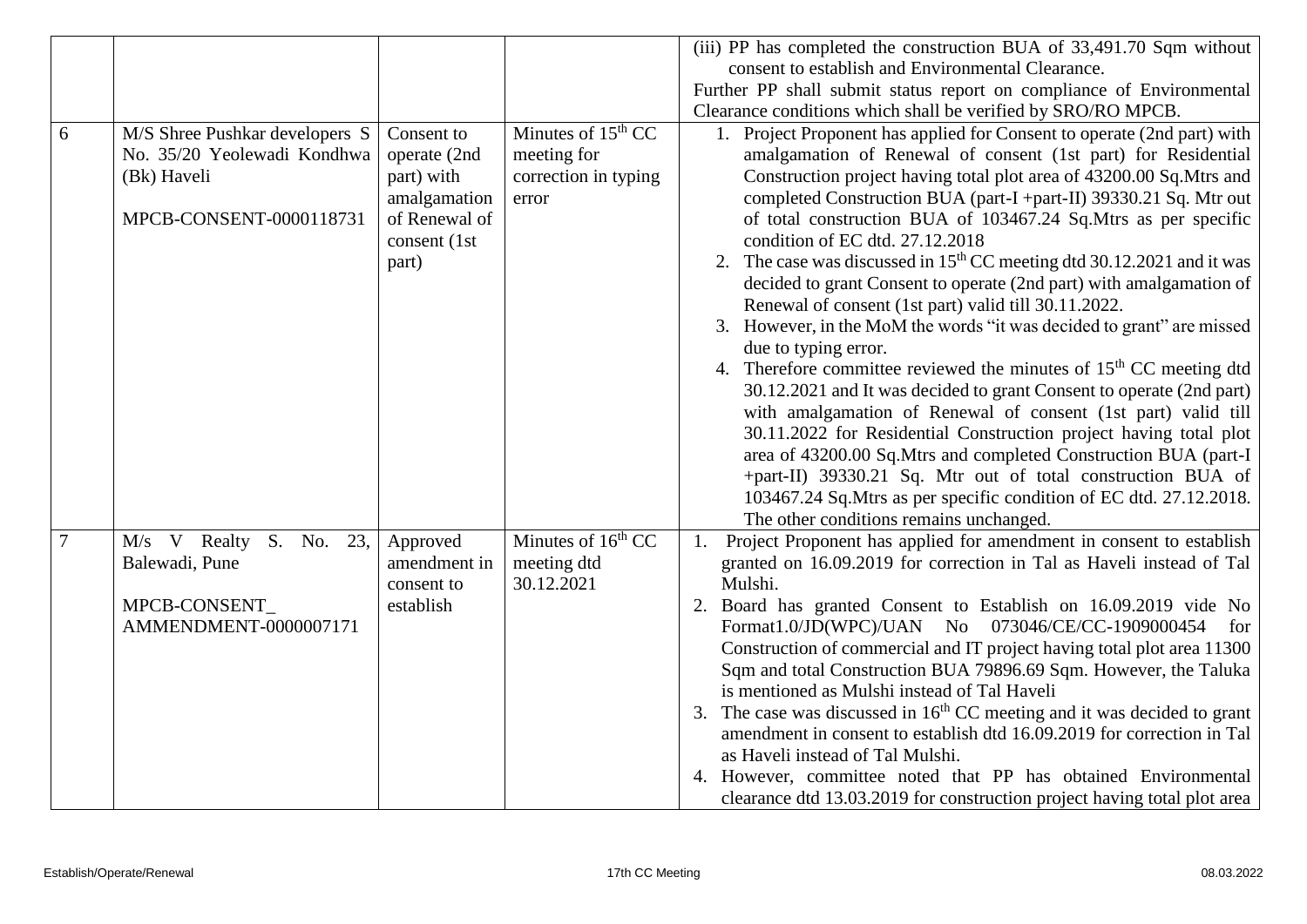| | | | | |
|---|---|---|---|---|
| | | | | (iii) PP has completed the construction BUA of 33,491.70 Sqm without consent to establish and Environmental Clearance.<br>Further PP shall submit status report on compliance of Environmental Clearance conditions which shall be verified by SRO/RO MPCB. |
| 6 | M/S Shree Pushkar developers S No. 35/20 Yeolewadi Kondhwa (Bk) Haveli<br><br>MPCB-CONSENT-0000118731 | Consent to operate (2nd part) with amalgamation of Renewal of consent (1st part) | Minutes of 15th CC meeting for correction in typing error | 1. Project Proponent has applied for Consent to operate (2nd part) with amalgamation of Renewal of consent (1st part) for Residential Construction project having total plot area of 43200.00 Sq.Mtrs and completed Construction BUA (part-I +part-II) 39330.21 Sq. Mtr out of total construction BUA of 103467.24 Sq.Mtrs as per specific condition of EC dtd. 27.12.2018<br>2. The case was discussed in 15th CC meeting dtd 30.12.2021 and it was decided to grant Consent to operate (2nd part) with amalgamation of Renewal of consent (1st part) valid till 30.11.2022.<br>3. However, in the MoM the words "it was decided to grant" are missed due to typing error.<br>4. Therefore committee reviewed the minutes of 15th CC meeting dtd 30.12.2021 and It was decided to grant Consent to operate (2nd part) with amalgamation of Renewal of consent (1st part) valid till 30.11.2022 for Residential Construction project having total plot area of 43200.00 Sq.Mtrs and completed Construction BUA (part-I +part-II) 39330.21 Sq. Mtr out of total construction BUA of 103467.24 Sq.Mtrs as per specific condition of EC dtd. 27.12.2018. The other conditions remains unchanged. |
| 7 | M/s V Realty S. No. 23, Balewadi, Pune<br><br>MPCB-CONSENT_ AMMENDMENT-0000007171 | Approved amendment in consent to establish | Minutes of 16th CC meeting dtd 30.12.2021 | 1. Project Proponent has applied for amendment in consent to establish granted on 16.09.2019 for correction in Tal as Haveli instead of Tal Mulshi.<br>2. Board has granted Consent to Establish on 16.09.2019 vide No Format1.0/JD(WPC)/UAN No 073046/CE/CC-1909000454 for Construction of commercial and IT project having total plot area 11300 Sqm and total Construction BUA 79896.69 Sqm. However, the Taluka is mentioned as Mulshi instead of Tal Haveli<br>3. The case was discussed in 16th CC meeting and it was decided to grant amendment in consent to establish dtd 16.09.2019 for correction in Tal as Haveli instead of Tal Mulshi.<br>4. However, committee noted that PP has obtained Environmental clearance dtd 13.03.2019 for construction project having total plot area |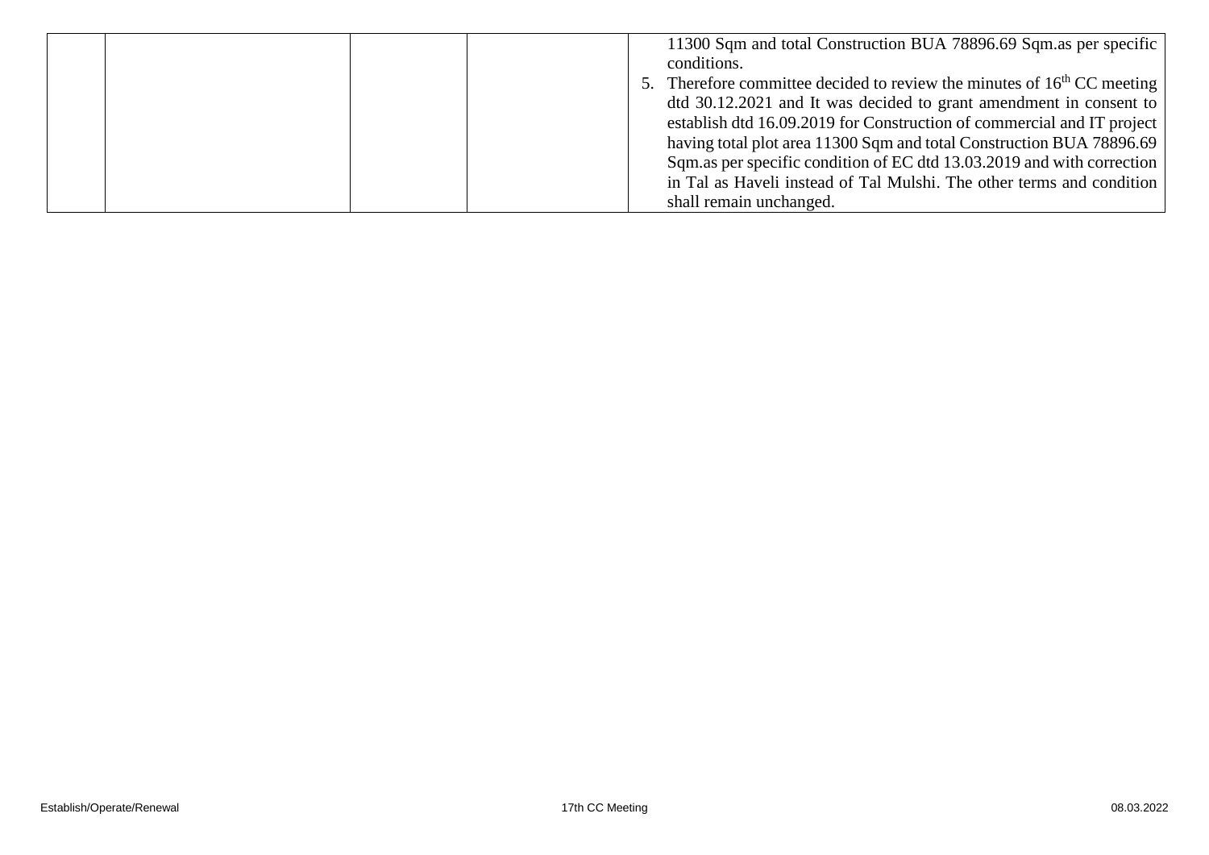| | | | | |
|---|---|---|---|---|
| | | | | 11300 Sqm and total Construction BUA 78896.69 Sqm.as per specific conditions.<br>5. Therefore committee decided to review the minutes of 16th CC meeting dtd 30.12.2021 and It was decided to grant amendment in consent to establish dtd 16.09.2019 for Construction of commercial and IT project having total plot area 11300 Sqm and total Construction BUA 78896.69 Sqm.as per specific condition of EC dtd 13.03.2019 and with correction in Tal as Haveli instead of Tal Mulshi. The other terms and condition shall remain unchanged. |